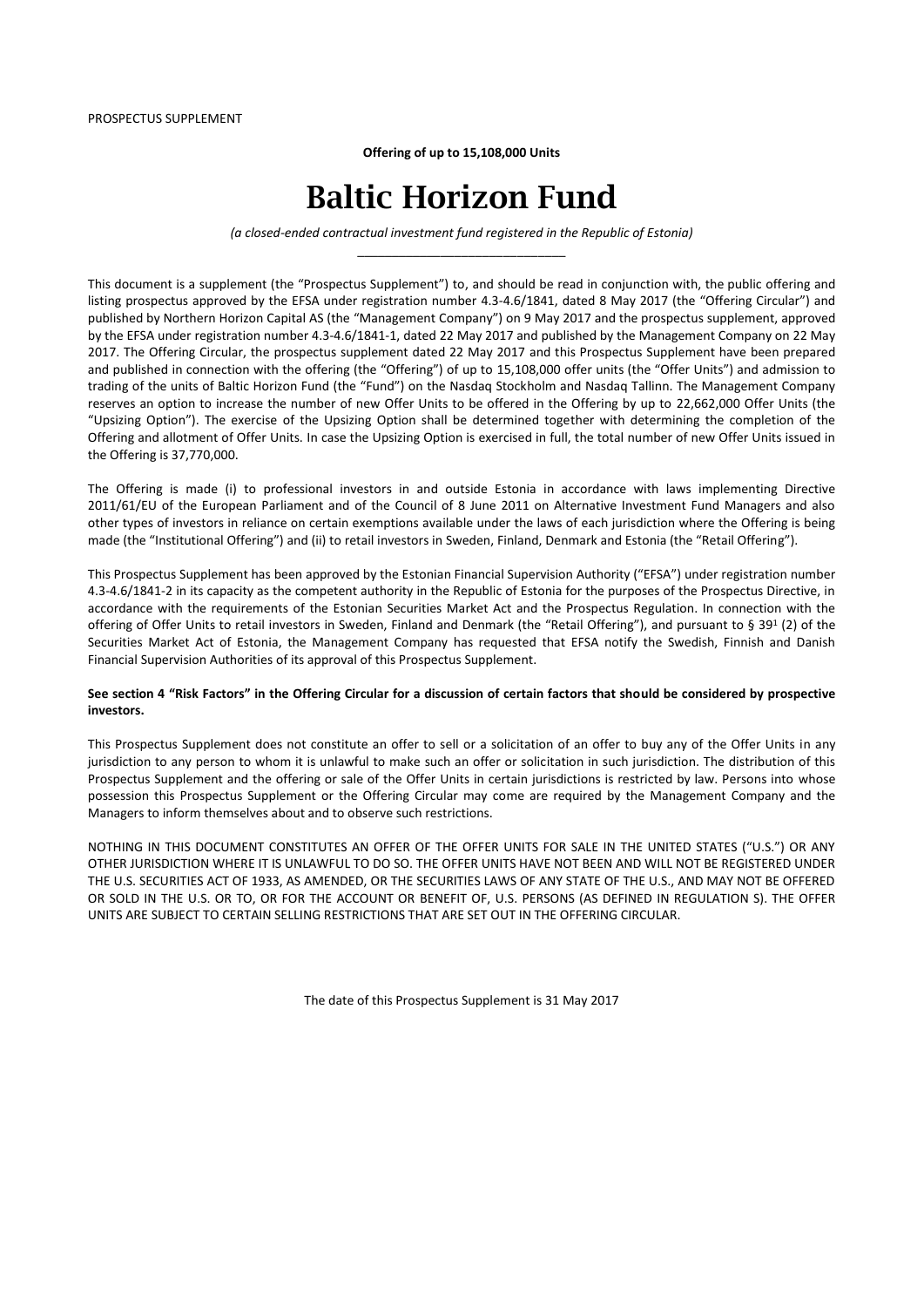PROSPECTUS SUPPLEMENT

**Offering of up to 15,108,000 Units**

# Baltic Horizon Fund

*(a closed-ended contractual investment fund registered in the Republic of Estonia)*

---

This document is a supplement (the "Prospectus Supplement") to, and should be read in conjunction with, the public offering and listing prospectus approved by the EFSA under registration number 4.3-4.6/1841, dated 8 May 2017 (the "Offering Circular") and published by Northern Horizon Capital AS (the "Management Company") on 9 May 2017 and the prospectus supplement, approved by the EFSA under registration number 4.3-4.6/1841-1, dated 22 May 2017 and published by the Management Company on 22 May 2017. The Offering Circular, the prospectus supplement dated 22 May 2017 and this Prospectus Supplement have been prepared and published in connection with the offering (the "Offering") of up to 15,108,000 offer units (the "Offer Units") and admission to trading of the units of Baltic Horizon Fund (the "Fund") on the Nasdaq Stockholm and Nasdaq Tallinn. The Management Company reserves an option to increase the number of new Offer Units to be offered in the Offering by up to 22,662,000 Offer Units (the "Upsizing Option"). The exercise of the Upsizing Option shall be determined together with determining the completion of the Offering and allotment of Offer Units. In case the Upsizing Option is exercised in full, the total number of new Offer Units issued in the Offering is 37,770,000.

The Offering is made (i) to professional investors in and outside Estonia in accordance with laws implementing Directive 2011/61/EU of the European Parliament and of the Council of 8 June 2011 on Alternative Investment Fund Managers and also other types of investors in reliance on certain exemptions available under the laws of each jurisdiction where the Offering is being made (the "Institutional Offering") and (ii) to retail investors in Sweden, Finland, Denmark and Estonia (the "Retail Offering").

This Prospectus Supplement has been approved by the Estonian Financial Supervision Authority ("EFSA") under registration number 4.3-4.6/1841-2 in its capacity as the competent authority in the Republic of Estonia for the purposes of the Prospectus Directive, in accordance with the requirements of the Estonian Securities Market Act and the Prospectus Regulation. In connection with the offering of Offer Units to retail investors in Sweden, Finland and Denmark (the "Retail Offering"), and pursuant to § 39[1] (2) of the Securities Market Act of Estonia, the Management Company has requested that EFSA notify the Swedish, Finnish and Danish Financial Supervision Authorities of its approval of this Prospectus Supplement.

**See section 4 "Risk Factors" in the Offering Circular for a discussion of certain factors that should be considered by prospective investors.**

This Prospectus Supplement does not constitute an offer to sell or a solicitation of an offer to buy any of the Offer Units in any jurisdiction to any person to whom it is unlawful to make such an offer or solicitation in such jurisdiction. The distribution of this Prospectus Supplement and the offering or sale of the Offer Units in certain jurisdictions is restricted by law. Persons into whose possession this Prospectus Supplement or the Offering Circular may come are required by the Management Company and the Managers to inform themselves about and to observe such restrictions.

NOTHING IN THIS DOCUMENT CONSTITUTES AN OFFER OF THE OFFER UNITS FOR SALE IN THE UNITED STATES ("U.S.") OR ANY OTHER JURISDICTION WHERE IT IS UNLAWFUL TO DO SO. THE OFFER UNITS HAVE NOT BEEN AND WILL NOT BE REGISTERED UNDER THE U.S. SECURITIES ACT OF 1933, AS AMENDED, OR THE SECURITIES LAWS OF ANY STATE OF THE U.S., AND MAY NOT BE OFFERED OR SOLD IN THE U.S. OR TO, OR FOR THE ACCOUNT OR BENEFIT OF, U.S. PERSONS (AS DEFINED IN REGULATION S). THE OFFER UNITS ARE SUBJECT TO CERTAIN SELLING RESTRICTIONS THAT ARE SET OUT IN THE OFFERING CIRCULAR.

The date of this Prospectus Supplement is 31 May 2017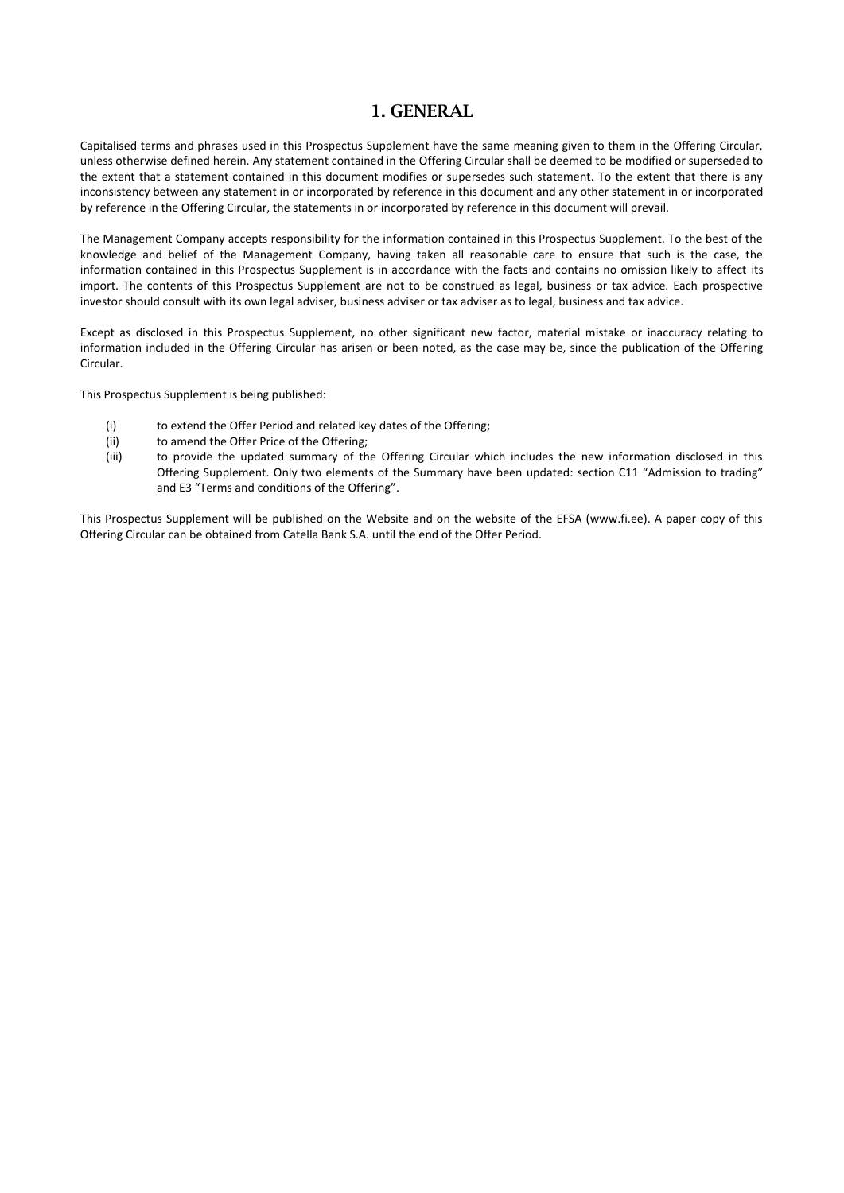# 1. GENERAL

Capitalised terms and phrases used in this Prospectus Supplement have the same meaning given to them in the Offering Circular, unless otherwise defined herein. Any statement contained in the Offering Circular shall be deemed to be modified or superseded to the extent that a statement contained in this document modifies or supersedes such statement. To the extent that there is any inconsistency between any statement in or incorporated by reference in this document and any other statement in or incorporated by reference in the Offering Circular, the statements in or incorporated by reference in this document will prevail.

The Management Company accepts responsibility for the information contained in this Prospectus Supplement. To the best of the knowledge and belief of the Management Company, having taken all reasonable care to ensure that such is the case, the information contained in this Prospectus Supplement is in accordance with the facts and contains no omission likely to affect its import. The contents of this Prospectus Supplement are not to be construed as legal, business or tax advice. Each prospective investor should consult with its own legal adviser, business adviser or tax adviser as to legal, business and tax advice.

Except as disclosed in this Prospectus Supplement, no other significant new factor, material mistake or inaccuracy relating to information included in the Offering Circular has arisen or been noted, as the case may be, since the publication of the Offering Circular.

This Prospectus Supplement is being published:

(i) to extend the Offer Period and related key dates of the Offering;

(ii) to amend the Offer Price of the Offering;

(iii) to provide the updated summary of the Offering Circular which includes the new information disclosed in this Offering Supplement. Only two elements of the Summary have been updated: section C11 "Admission to trading" and E3 "Terms and conditions of the Offering".

This Prospectus Supplement will be published on the Website and on the website of the EFSA (www.fi.ee). A paper copy of this Offering Circular can be obtained from Catella Bank S.A. until the end of the Offer Period.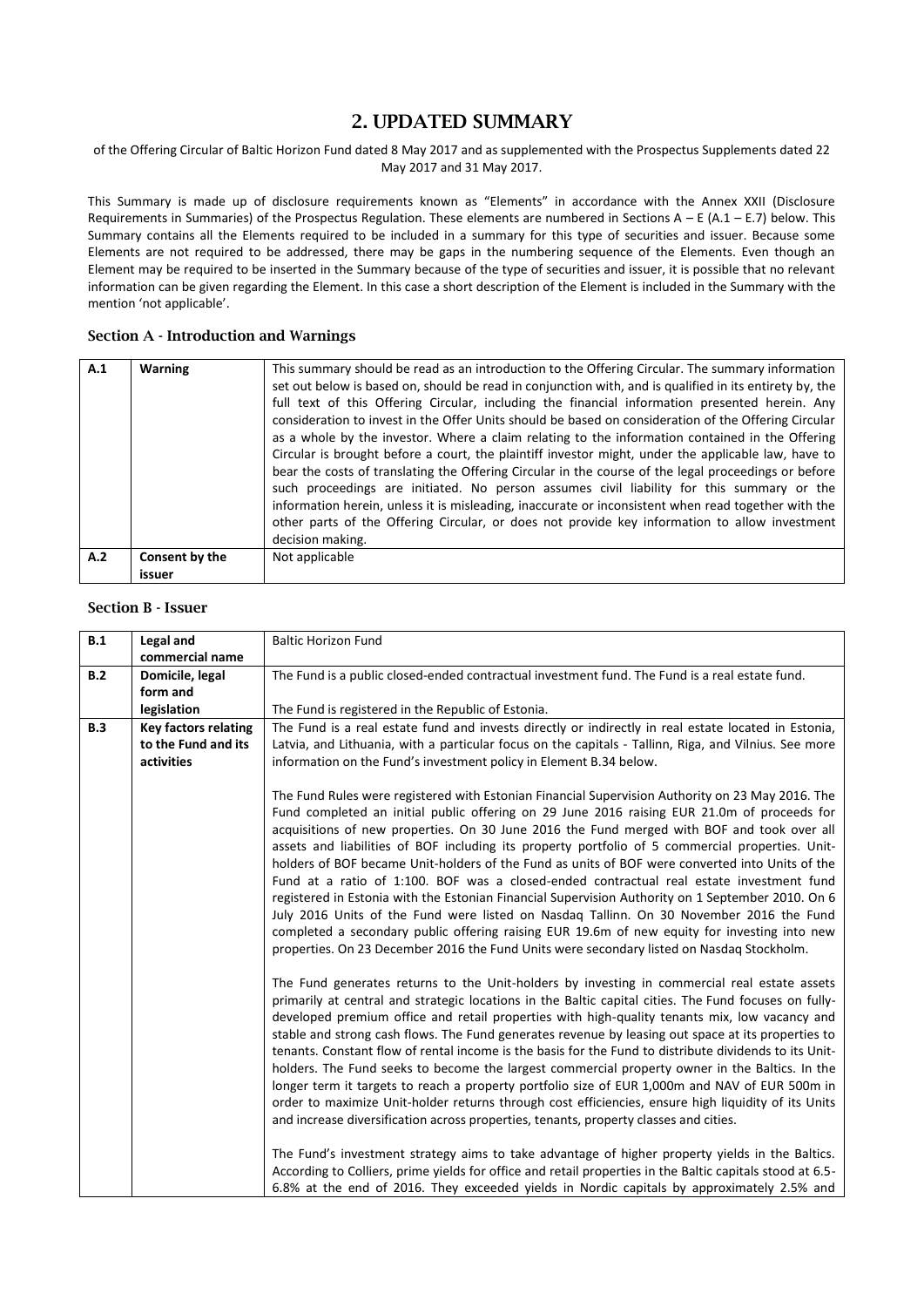## 2. UPDATED SUMMARY

of the Offering Circular of Baltic Horizon Fund dated 8 May 2017 and as supplemented with the Prospectus Supplements dated 22 May 2017 and 31 May 2017.

This Summary is made up of disclosure requirements known as "Elements" in accordance with the Annex XXII (Disclosure Requirements in Summaries) of the Prospectus Regulation. These elements are numbered in Sections A – E (A.1 – E.7) below. This Summary contains all the Elements required to be included in a summary for this type of securities and issuer. Because some Elements are not required to be addressed, there may be gaps in the numbering sequence of the Elements. Even though an Element may be required to be inserted in the Summary because of the type of securities and issuer, it is possible that no relevant information can be given regarding the Element. In this case a short description of the Element is included in the Summary with the mention 'not applicable'.

### Section A - Introduction and Warnings

| | | |
|---|---|---|
| **A.1** | **Warning** | This summary should be read as an introduction to the Offering Circular. The summary information set out below is based on, should be read in conjunction with, and is qualified in its entirety by, the full text of this Offering Circular, including the financial information presented herein. Any consideration to invest in the Offer Units should be based on consideration of the Offering Circular as a whole by the investor. Where a claim relating to the information contained in the Offering Circular is brought before a court, the plaintiff investor might, under the applicable law, have to bear the costs of translating the Offering Circular in the course of the legal proceedings or before such proceedings are initiated. No person assumes civil liability for this summary or the information herein, unless it is misleading, inaccurate or inconsistent when read together with the other parts of the Offering Circular, or does not provide key information to allow investment decision making. |
| **A.2** | **Consent by the issuer** | Not applicable |

### Section B - Issuer

| | | |
|---|---|---|
| **B.1** | **Legal and commercial name** | Baltic Horizon Fund |
| **B.2** | **Domicile, legal form and legislation** | The Fund is a public closed-ended contractual investment fund. The Fund is a real estate fund.<br><br>The Fund is registered in the Republic of Estonia. |
| **B.3** | **Key factors relating to the Fund and its activities** | The Fund is a real estate fund and invests directly or indirectly in real estate located in Estonia, Latvia, and Lithuania, with a particular focus on the capitals - Tallinn, Riga, and Vilnius. See more information on the Fund's investment policy in Element B.34 below.<br><br>The Fund Rules were registered with Estonian Financial Supervision Authority on 23 May 2016. The Fund completed an initial public offering on 29 June 2016 raising EUR 21.0m of proceeds for acquisitions of new properties. On 30 June 2016 the Fund merged with BOF and took over all assets and liabilities of BOF including its property portfolio of 5 commercial properties. Unit-holders of BOF became Unit-holders of the Fund as units of BOF were converted into Units of the Fund at a ratio of 1:100. BOF was a closed-ended contractual real estate investment fund registered in Estonia with the Estonian Financial Supervision Authority on 1 September 2010. On 6 July 2016 Units of the Fund were listed on Nasdaq Tallinn. On 30 November 2016 the Fund completed a secondary public offering raising EUR 19.6m of new equity for investing into new properties. On 23 December 2016 the Fund Units were secondary listed on Nasdaq Stockholm.<br><br>The Fund generates returns to the Unit-holders by investing in commercial real estate assets primarily at central and strategic locations in the Baltic capital cities. The Fund focuses on fully-developed premium office and retail properties with high-quality tenants mix, low vacancy and stable and strong cash flows. The Fund generates revenue by leasing out space at its properties to tenants. Constant flow of rental income is the basis for the Fund to distribute dividends to its Unit-holders. The Fund seeks to become the largest commercial property owner in the Baltics. In the longer term it targets to reach a property portfolio size of EUR 1,000m and NAV of EUR 500m in order to maximize Unit-holder returns through cost efficiencies, ensure high liquidity of its Units and increase diversification across properties, tenants, property classes and cities.<br><br>The Fund's investment strategy aims to take advantage of higher property yields in the Baltics. According to Colliers, prime yields for office and retail properties in the Baltic capitals stood at 6.5-6.8% at the end of 2016. They exceeded yields in Nordic capitals by approximately 2.5% and |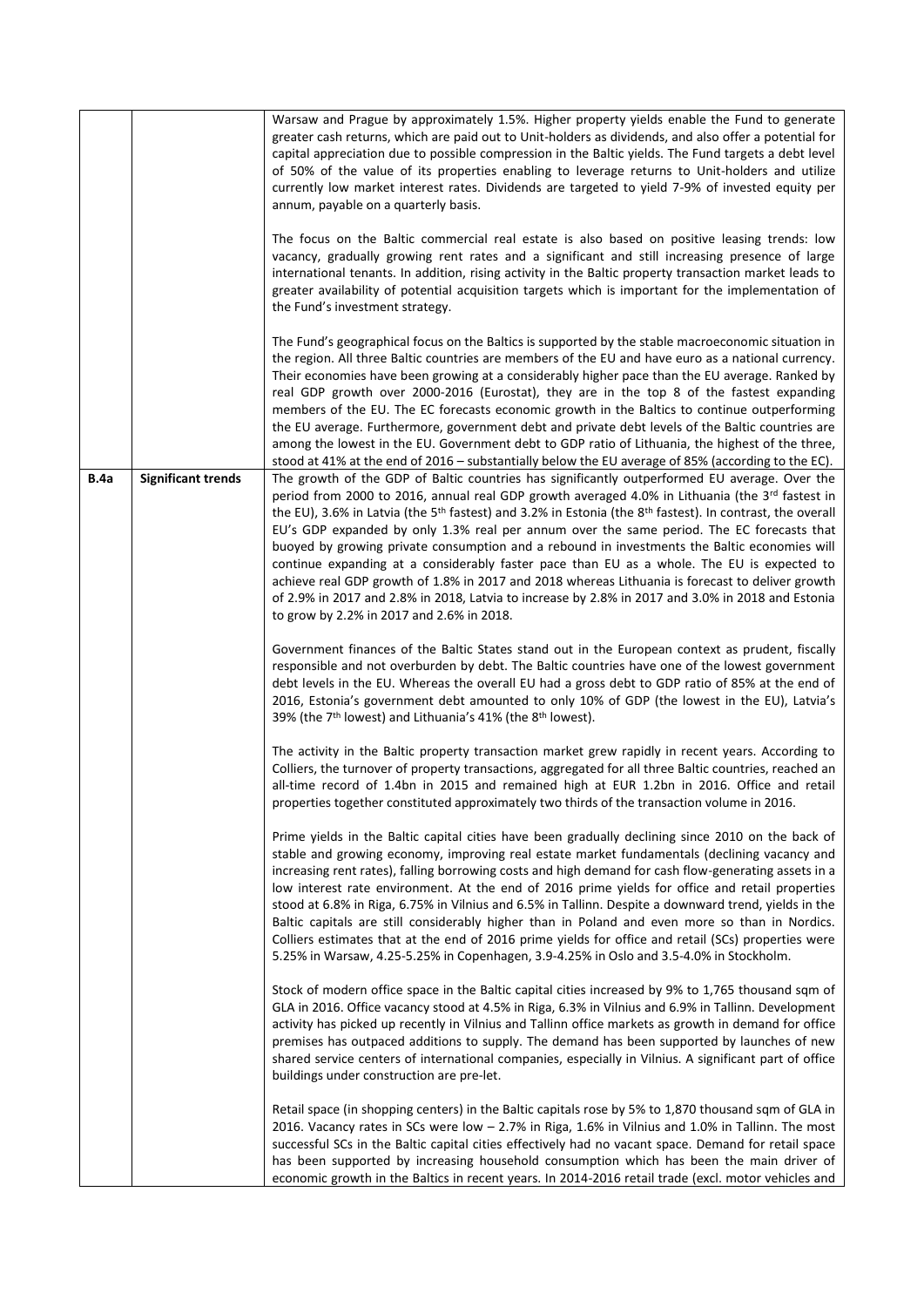| | | |
|---|---|---|
| | | Warsaw and Prague by approximately 1.5%. Higher property yields enable the Fund to generate greater cash returns, which are paid out to Unit-holders as dividends, and also offer a potential for capital appreciation due to possible compression in the Baltic yields. The Fund targets a debt level of 50% of the value of its properties enabling to leverage returns to Unit-holders and utilize currently low market interest rates. Dividends are targeted to yield 7-9% of invested equity per annum, payable on a quarterly basis.<br><br>The focus on the Baltic commercial real estate is also based on positive leasing trends: low vacancy, gradually growing rent rates and a significant and still increasing presence of large international tenants. In addition, rising activity in the Baltic property transaction market leads to greater availability of potential acquisition targets which is important for the implementation of the Fund's investment strategy.<br><br>The Fund's geographical focus on the Baltics is supported by the stable macroeconomic situation in the region. All three Baltic countries are members of the EU and have euro as a national currency. Their economies have been growing at a considerably higher pace than the EU average. Ranked by real GDP growth over 2000-2016 (Eurostat), they are in the top 8 of the fastest expanding members of the EU. The EC forecasts economic growth in the Baltics to continue outperforming the EU average. Furthermore, government debt and private debt levels of the Baltic countries are among the lowest in the EU. Government debt to GDP ratio of Lithuania, the highest of the three, stood at 41% at the end of 2016 – substantially below the EU average of 85% (according to the EC). |
| **B.4a** | **Significant trends** | The growth of the GDP of Baltic countries has significantly outperformed EU average. Over the period from 2000 to 2016, annual real GDP growth averaged 4.0% in Lithuania (the 3rd fastest in the EU), 3.6% in Latvia (the 5th fastest) and 3.2% in Estonia (the 8th fastest). In contrast, the overall EU's GDP expanded by only 1.3% real per annum over the same period. The EC forecasts that buoyed by growing private consumption and a rebound in investments the Baltic economies will continue expanding at a considerably faster pace than EU as a whole. The EU is expected to achieve real GDP growth of 1.8% in 2017 and 2018 whereas Lithuania is forecast to deliver growth of 2.9% in 2017 and 2.8% in 2018, Latvia to increase by 2.8% in 2017 and 3.0% in 2018 and Estonia to grow by 2.2% in 2017 and 2.6% in 2018.<br><br>Government finances of the Baltic States stand out in the European context as prudent, fiscally responsible and not overburden by debt. The Baltic countries have one of the lowest government debt levels in the EU. Whereas the overall EU had a gross debt to GDP ratio of 85% at the end of 2016, Estonia's government debt amounted to only 10% of GDP (the lowest in the EU), Latvia's 39% (the 7th lowest) and Lithuania's 41% (the 8th lowest).<br><br>The activity in the Baltic property transaction market grew rapidly in recent years. According to Colliers, the turnover of property transactions, aggregated for all three Baltic countries, reached an all-time record of 1.4bn in 2015 and remained high at EUR 1.2bn in 2016. Office and retail properties together constituted approximately two thirds of the transaction volume in 2016.<br><br>Prime yields in the Baltic capital cities have been gradually declining since 2010 on the back of stable and growing economy, improving real estate market fundamentals (declining vacancy and increasing rent rates), falling borrowing costs and high demand for cash flow-generating assets in a low interest rate environment. At the end of 2016 prime yields for office and retail properties stood at 6.8% in Riga, 6.75% in Vilnius and 6.5% in Tallinn. Despite a downward trend, yields in the Baltic capitals are still considerably higher than in Poland and even more so than in Nordics. Colliers estimates that at the end of 2016 prime yields for office and retail (SCs) properties were 5.25% in Warsaw, 4.25-5.25% in Copenhagen, 3.9-4.25% in Oslo and 3.5-4.0% in Stockholm.<br><br>Stock of modern office space in the Baltic capital cities increased by 9% to 1,765 thousand sqm of GLA in 2016. Office vacancy stood at 4.5% in Riga, 6.3% in Vilnius and 6.9% in Tallinn. Development activity has picked up recently in Vilnius and Tallinn office markets as growth in demand for office premises has outpaced additions to supply. The demand has been supported by launches of new shared service centers of international companies, especially in Vilnius. A significant part of office buildings under construction are pre-let.<br><br>Retail space (in shopping centers) in the Baltic capitals rose by 5% to 1,870 thousand sqm of GLA in 2016. Vacancy rates in SCs were low – 2.7% in Riga, 1.6% in Vilnius and 1.0% in Tallinn. The most successful SCs in the Baltic capital cities effectively had no vacant space. Demand for retail space has been supported by increasing household consumption which has been the main driver of economic growth in the Baltics in recent years. In 2014-2016 retail trade (excl. motor vehicles and |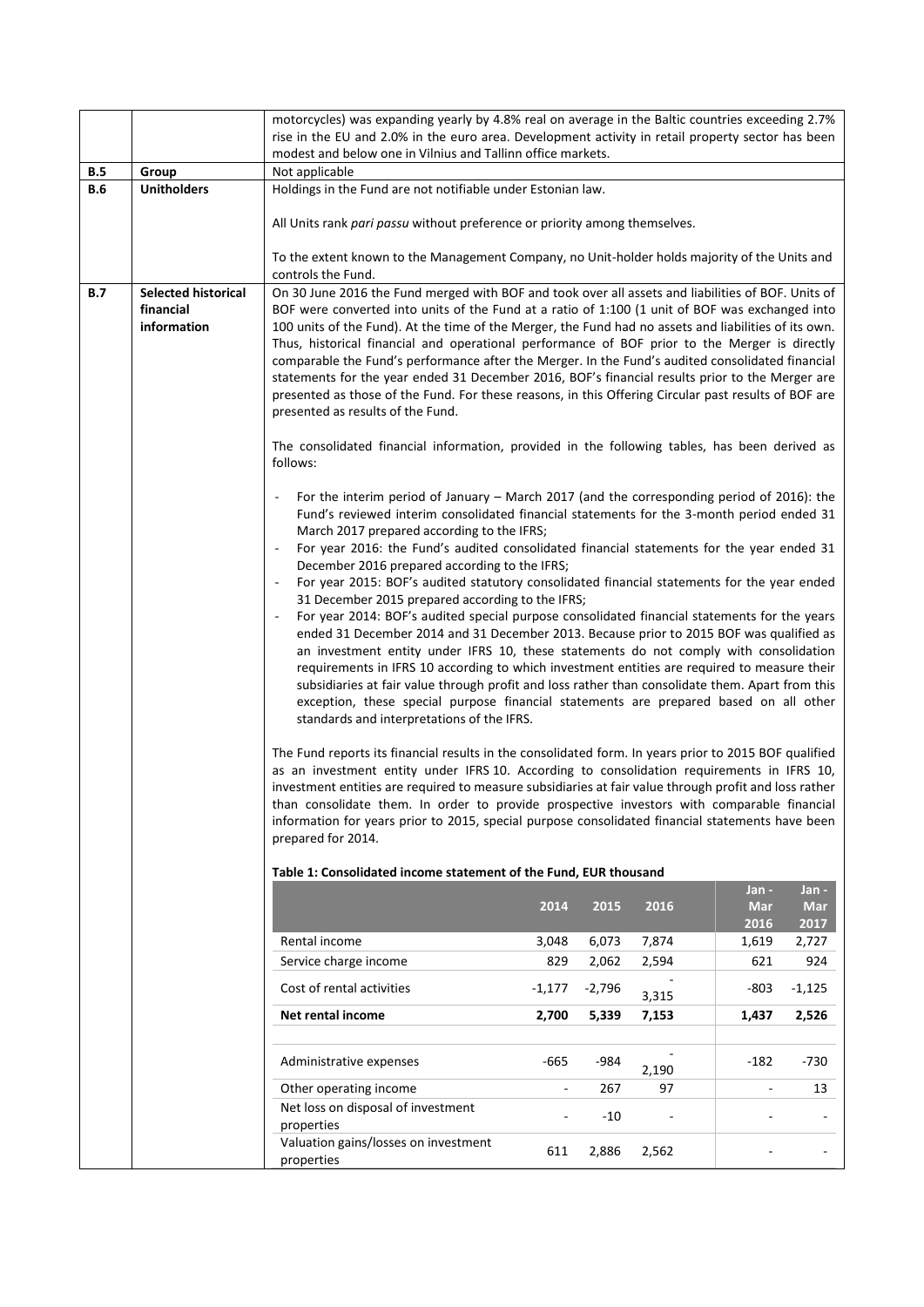motorcycles) was expanding yearly by 4.8% real on average in the Baltic countries exceeding 2.7% rise in the EU and 2.0% in the euro area. Development activity in retail property sector has been modest and below one in Vilnius and Tallinn office markets.

**B.5 Group**

Not applicable

**B.6 Unitholders**

Holdings in the Fund are not notifiable under Estonian law.

All Units rank *pari passu* without preference or priority among themselves.

To the extent known to the Management Company, no Unit-holder holds majority of the Units and controls the Fund.

**B.7 Selected historical financial information**

On 30 June 2016 the Fund merged with BOF and took over all assets and liabilities of BOF. Units of BOF were converted into units of the Fund at a ratio of 1:100 (1 unit of BOF was exchanged into 100 units of the Fund). At the time of the Merger, the Fund had no assets and liabilities of its own. Thus, historical financial and operational performance of BOF prior to the Merger is directly comparable the Fund's performance after the Merger. In the Fund's audited consolidated financial statements for the year ended 31 December 2016, BOF's financial results prior to the Merger are presented as those of the Fund. For these reasons, in this Offering Circular past results of BOF are presented as results of the Fund.

The consolidated financial information, provided in the following tables, has been derived as follows:

- For the interim period of January – March 2017 (and the corresponding period of 2016): the Fund's reviewed interim consolidated financial statements for the 3-month period ended 31 March 2017 prepared according to the IFRS;
- For year 2016: the Fund's audited consolidated financial statements for the year ended 31 December 2016 prepared according to the IFRS;
- For year 2015: BOF's audited statutory consolidated financial statements for the year ended 31 December 2015 prepared according to the IFRS;
- For year 2014: BOF's audited special purpose consolidated financial statements for the years ended 31 December 2014 and 31 December 2013. Because prior to 2015 BOF was qualified as an investment entity under IFRS 10, these statements do not comply with consolidation requirements in IFRS 10 according to which investment entities are required to measure their subsidiaries at fair value through profit and loss rather than consolidate them. Apart from this exception, these special purpose financial statements are prepared based on all other standards and interpretations of the IFRS.

The Fund reports its financial results in the consolidated form. In years prior to 2015 BOF qualified as an investment entity under IFRS 10. According to consolidation requirements in IFRS 10, investment entities are required to measure subsidiaries at fair value through profit and loss rather than consolidate them. In order to provide prospective investors with comparable financial information for years prior to 2015, special purpose consolidated financial statements have been prepared for 2014.

**Table 1: Consolidated income statement of the Fund, EUR thousand**

| | 2014 | 2015 | 2016 | Jan - Mar 2016 | Jan - Mar 2017 |
|---|---|---|---|---|---|
| Rental income | 3,048 | 6,073 | 7,874 | 1,619 | 2,727 |
| Service charge income | 829 | 2,062 | 2,594 | 621 | 924 |
| Cost of rental activities | -1,177 | -2,796 | -3,315 | -803 | -1,125 |
| **Net rental income** | **2,700** | **5,339** | **7,153** | **1,437** | **2,526** |
| | | | | | |
| Administrative expenses | -665 | -984 | -2,190 | -182 | -730 |
| Other operating income | - | 267 | 97 | - | 13 |
| Net loss on disposal of investment properties | - | -10 | - | - | - |
| Valuation gains/losses on investment properties | 611 | 2,886 | 2,562 | - | - |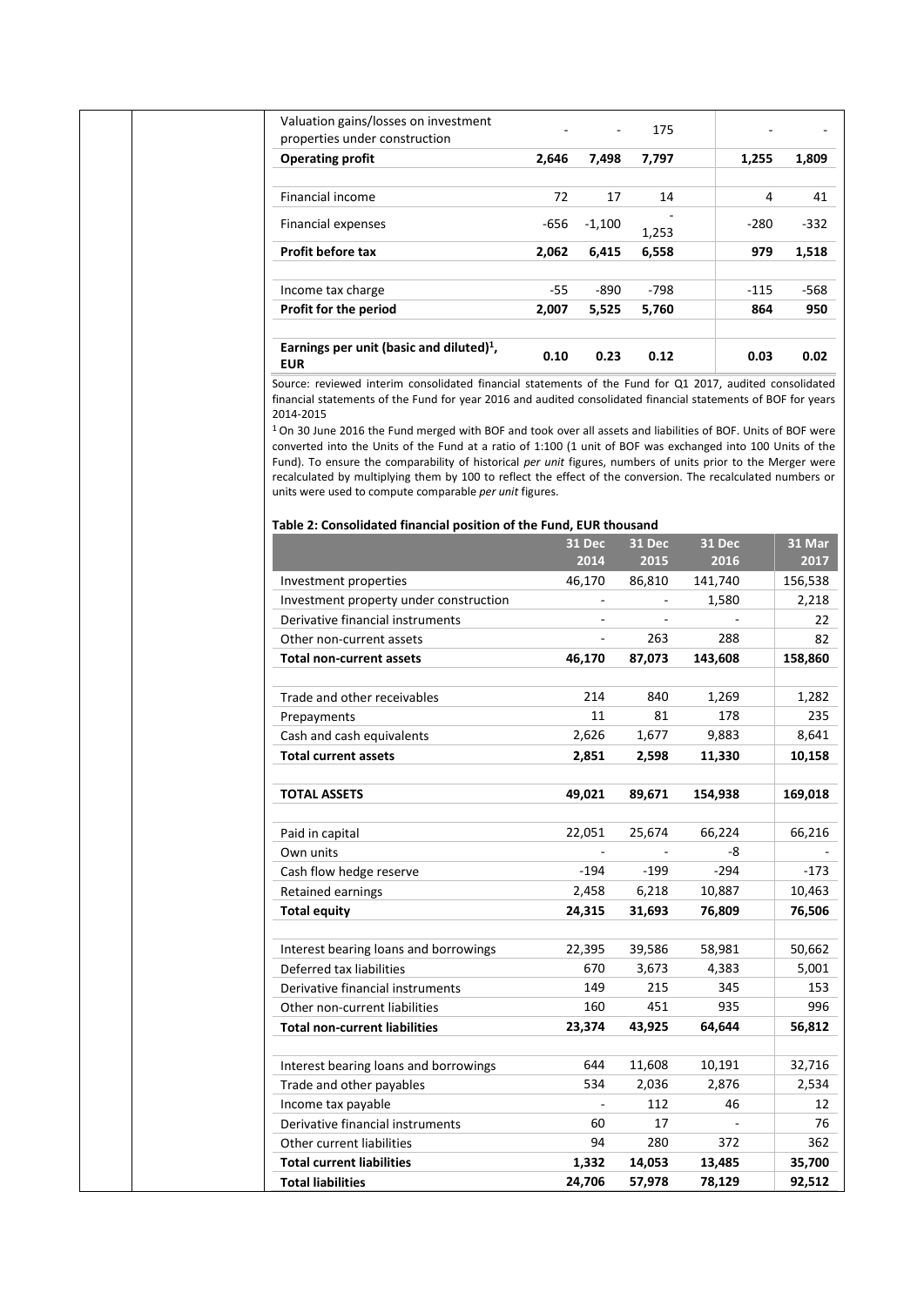| | | | | | |
|---|---|---|---|---|---|
| Valuation gains/losses on investment properties under construction | - | - | 175 | - | - |
| **Operating profit** | **2,646** | **7,498** | **7,797** | **1,255** | **1,809** |
| | | | | | |
| Financial income | 72 | 17 | 14 | 4 | 41 |
| Financial expenses | -656 | -1,100 | -1,253 | -280 | -332 |
| **Profit before tax** | **2,062** | **6,415** | **6,558** | **979** | **1,518** |
| | | | | | |
| Income tax charge | -55 | -890 | -798 | -115 | -568 |
| **Profit for the period** | **2,007** | **5,525** | **5,760** | **864** | **950** |
| | | | | | |
| **Earnings per unit (basic and diluted)[1], EUR** | **0.10** | **0.23** | **0.12** | **0.03** | **0.02** |

Source: reviewed interim consolidated financial statements of the Fund for Q1 2017, audited consolidated financial statements of the Fund for year 2016 and audited consolidated financial statements of BOF for years 2014-2015

[1] On 30 June 2016 the Fund merged with BOF and took over all assets and liabilities of BOF. Units of BOF were converted into the Units of the Fund at a ratio of 1:100 (1 unit of BOF was exchanged into 100 Units of the Fund). To ensure the comparability of historical *per unit* figures, numbers of units prior to the Merger were recalculated by multiplying them by 100 to reflect the effect of the conversion. The recalculated numbers or units were used to compute comparable *per unit* figures.

**Table 2: Consolidated financial position of the Fund, EUR thousand**

| | 31 Dec 2014 | 31 Dec 2015 | 31 Dec 2016 | 31 Mar 2017 |
|---|---|---|---|---|
| Investment properties | 46,170 | 86,810 | 141,740 | 156,538 |
| Investment property under construction | - | - | 1,580 | 2,218 |
| Derivative financial instruments | - | - | - | 22 |
| Other non-current assets | - | 263 | 288 | 82 |
| **Total non-current assets** | **46,170** | **87,073** | **143,608** | **158,860** |
| | | | | |
| Trade and other receivables | 214 | 840 | 1,269 | 1,282 |
| Prepayments | 11 | 81 | 178 | 235 |
| Cash and cash equivalents | 2,626 | 1,677 | 9,883 | 8,641 |
| **Total current assets** | **2,851** | **2,598** | **11,330** | **10,158** |
| | | | | |
| **TOTAL ASSETS** | **49,021** | **89,671** | **154,938** | **169,018** |
| | | | | |
| Paid in capital | 22,051 | 25,674 | 66,224 | 66,216 |
| Own units | - | - | -8 | - |
| Cash flow hedge reserve | -194 | -199 | -294 | -173 |
| Retained earnings | 2,458 | 6,218 | 10,887 | 10,463 |
| **Total equity** | **24,315** | **31,693** | **76,809** | **76,506** |
| | | | | |
| Interest bearing loans and borrowings | 22,395 | 39,586 | 58,981 | 50,662 |
| Deferred tax liabilities | 670 | 3,673 | 4,383 | 5,001 |
| Derivative financial instruments | 149 | 215 | 345 | 153 |
| Other non-current liabilities | 160 | 451 | 935 | 996 |
| **Total non-current liabilities** | **23,374** | **43,925** | **64,644** | **56,812** |
| | | | | |
| Interest bearing loans and borrowings | 644 | 11,608 | 10,191 | 32,716 |
| Trade and other payables | 534 | 2,036 | 2,876 | 2,534 |
| Income tax payable | - | 112 | 46 | 12 |
| Derivative financial instruments | 60 | 17 | - | 76 |
| Other current liabilities | 94 | 280 | 372 | 362 |
| **Total current liabilities** | **1,332** | **14,053** | **13,485** | **35,700** |
| **Total liabilities** | **24,706** | **57,978** | **78,129** | **92,512** |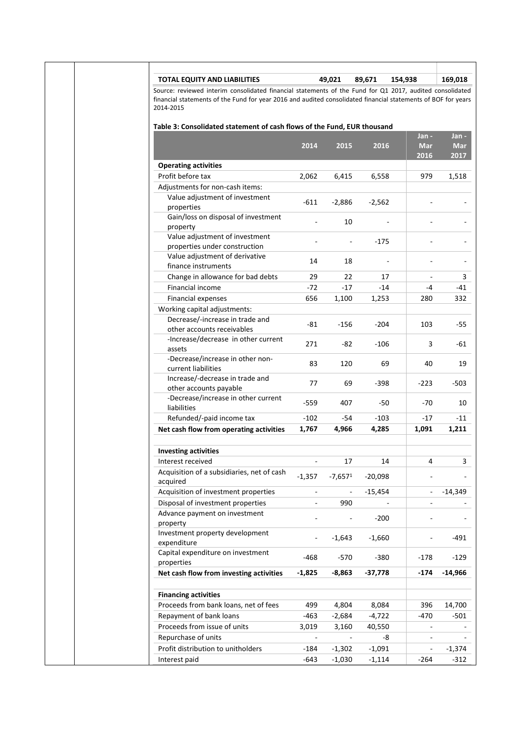| TOTAL EQUITY AND LIABILITIES | 49,021 | 89,671 | 154,938 | 169,018 |
|---|---|---|---|---|

Source: reviewed interim consolidated financial statements of the Fund for Q1 2017, audited consolidated financial statements of the Fund for year 2016 and audited consolidated financial statements of BOF for years 2014-2015

**Table 3: Consolidated statement of cash flows of the Fund, EUR thousand**

| | 2014 | 2015 | 2016 | Jan - Mar 2016 | Jan - Mar 2017 |
|---|---|---|---|---|---|
| **Operating activities** | | | | | |
| Profit before tax | 2,062 | 6,415 | 6,558 | 979 | 1,518 |
| Adjustments for non-cash items: | | | | | |
| Value adjustment of investment properties | -611 | -2,886 | -2,562 | - | - |
| Gain/loss on disposal of investment property | - | 10 | - | - | - |
| Value adjustment of investment properties under construction | - | - | -175 | - | - |
| Value adjustment of derivative finance instruments | 14 | 18 | - | - | - |
| Change in allowance for bad debts | 29 | 22 | 17 | - | 3 |
| Financial income | -72 | -17 | -14 | -4 | -41 |
| Financial expenses | 656 | 1,100 | 1,253 | 280 | 332 |
| Working capital adjustments: | | | | | |
| Decrease/-increase in trade and other accounts receivables | -81 | -156 | -204 | 103 | -55 |
| -Increase/decrease in other current assets | 271 | -82 | -106 | 3 | -61 |
| -Decrease/increase in other non-current liabilities | 83 | 120 | 69 | 40 | 19 |
| Increase/-decrease in trade and other accounts payable | 77 | 69 | -398 | -223 | -503 |
| -Decrease/increase in other current liabilities | -559 | 407 | -50 | -70 | 10 |
| Refunded/-paid income tax | -102 | -54 | -103 | -17 | -11 |
| **Net cash flow from operating activities** | **1,767** | **4,966** | **4,285** | **1,091** | **1,211** |
| | | | | | |
| **Investing activities** | | | | | |
| Interest received | - | 17 | 14 | 4 | 3 |
| Acquisition of a subsidiaries, net of cash acquired | -1,357 | -7,657[1] | -20,098 | - | - |
| Acquisition of investment properties | - | - | -15,454 | - | -14,349 |
| Disposal of investment properties | - | 990 | - | - | - |
| Advance payment on investment property | - | - | -200 | - | - |
| Investment property development expenditure | - | -1,643 | -1,660 | - | -491 |
| Capital expenditure on investment properties | -468 | -570 | -380 | -178 | -129 |
| **Net cash flow from investing activities** | **-1,825** | **-8,863** | **-37,778** | **-174** | **-14,966** |
| | | | | | |
| **Financing activities** | | | | | |
| Proceeds from bank loans, net of fees | 499 | 4,804 | 8,084 | 396 | 14,700 |
| Repayment of bank loans | -463 | -2,684 | -4,722 | -470 | -501 |
| Proceeds from issue of units | 3,019 | 3,160 | 40,550 | - | - |
| Repurchase of units | - | - | -8 | - | - |
| Profit distribution to unitholders | -184 | -1,302 | -1,091 | - | -1,374 |
| Interest paid | -643 | -1,030 | -1,114 | -264 | -312 |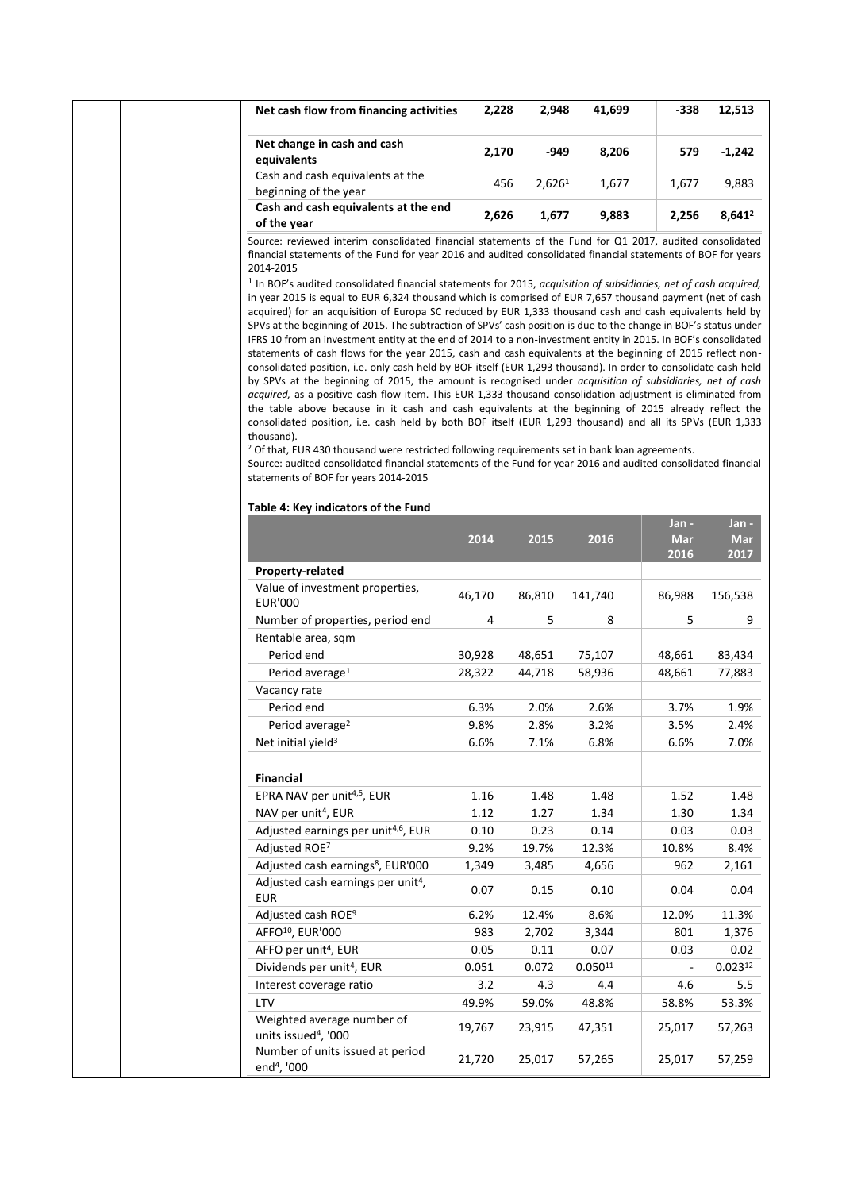| | | | | | |
|---|---|---|---|---|---|
| **Net cash flow from financing activities** | **2,228** | **2,948** | **41,699** | **-338** | **12,513** |
| | | | | | |
| **Net change in cash and cash equivalents** | **2,170** | **-949** | **8,206** | **579** | **-1,242** |
| Cash and cash equivalents at the beginning of the year | 456 | 2,626[1] | 1,677 | 1,677 | 9,883 |
| **Cash and cash equivalents at the end of the year** | **2,626** | **1,677** | **9,883** | **2,256** | **8,641[2]** |

Source: reviewed interim consolidated financial statements of the Fund for Q1 2017, audited consolidated financial statements of the Fund for year 2016 and audited consolidated financial statements of BOF for years 2014-2015

[1] In BOF's audited consolidated financial statements for 2015, *acquisition of subsidiaries, net of cash acquired,* in year 2015 is equal to EUR 6,324 thousand which is comprised of EUR 7,657 thousand payment (net of cash acquired) for an acquisition of Europa SC reduced by EUR 1,333 thousand cash and cash equivalents held by SPVs at the beginning of 2015. The subtraction of SPVs' cash position is due to the change in BOF's status under IFRS 10 from an investment entity at the end of 2014 to a non-investment entity in 2015. In BOF's consolidated statements of cash flows for the year 2015, cash and cash equivalents at the beginning of 2015 reflect non-consolidated position, i.e. only cash held by BOF itself (EUR 1,293 thousand). In order to consolidate cash held by SPVs at the beginning of 2015, the amount is recognised under *acquisition of subsidiaries, net of cash acquired,* as a positive cash flow item. This EUR 1,333 thousand consolidation adjustment is eliminated from the table above because in it cash and cash equivalents at the beginning of 2015 already reflect the consolidated position, i.e. cash held by both BOF itself (EUR 1,293 thousand) and all its SPVs (EUR 1,333 thousand).

[2] Of that, EUR 430 thousand were restricted following requirements set in bank loan agreements.

Source: audited consolidated financial statements of the Fund for year 2016 and audited consolidated financial statements of BOF for years 2014-2015

**Table 4: Key indicators of the Fund**

| | 2014 | 2015 | 2016 | Jan - Mar 2016 | Jan - Mar 2017 |
|---|---|---|---|---|---|
| **Property-related** | | | | | |
| Value of investment properties, EUR'000 | 46,170 | 86,810 | 141,740 | 86,988 | 156,538 |
| Number of properties, period end | 4 | 5 | 8 | 5 | 9 |
| Rentable area, sqm | | | | | |
| Period end | 30,928 | 48,651 | 75,107 | 48,661 | 83,434 |
| Period average[1] | 28,322 | 44,718 | 58,936 | 48,661 | 77,883 |
| Vacancy rate | | | | | |
| Period end | 6.3% | 2.0% | 2.6% | 3.7% | 1.9% |
| Period average[2] | 9.8% | 2.8% | 3.2% | 3.5% | 2.4% |
| Net initial yield[3] | 6.6% | 7.1% | 6.8% | 6.6% | 7.0% |
| | | | | | |
| **Financial** | | | | | |
| EPRA NAV per unit[4,5], EUR | 1.16 | 1.48 | 1.48 | 1.52 | 1.48 |
| NAV per unit[4], EUR | 1.12 | 1.27 | 1.34 | 1.30 | 1.34 |
| Adjusted earnings per unit[4,6], EUR | 0.10 | 0.23 | 0.14 | 0.03 | 0.03 |
| Adjusted ROE[7] | 9.2% | 19.7% | 12.3% | 10.8% | 8.4% |
| Adjusted cash earnings[8], EUR'000 | 1,349 | 3,485 | 4,656 | 962 | 2,161 |
| Adjusted cash earnings per unit[4], EUR | 0.07 | 0.15 | 0.10 | 0.04 | 0.04 |
| Adjusted cash ROE[9] | 6.2% | 12.4% | 8.6% | 12.0% | 11.3% |
| AFFO[10], EUR'000 | 983 | 2,702 | 3,344 | 801 | 1,376 |
| AFFO per unit[4], EUR | 0.05 | 0.11 | 0.07 | 0.03 | 0.02 |
| Dividends per unit[4], EUR | 0.051 | 0.072 | 0.050[11] | - | 0.023[12] |
| Interest coverage ratio | 3.2 | 4.3 | 4.4 | 4.6 | 5.5 |
| LTV | 49.9% | 59.0% | 48.8% | 58.8% | 53.3% |
| Weighted average number of units issued[4], '000 | 19,767 | 23,915 | 47,351 | 25,017 | 57,263 |
| Number of units issued at period end[4], '000 | 21,720 | 25,017 | 57,265 | 25,017 | 57,259 |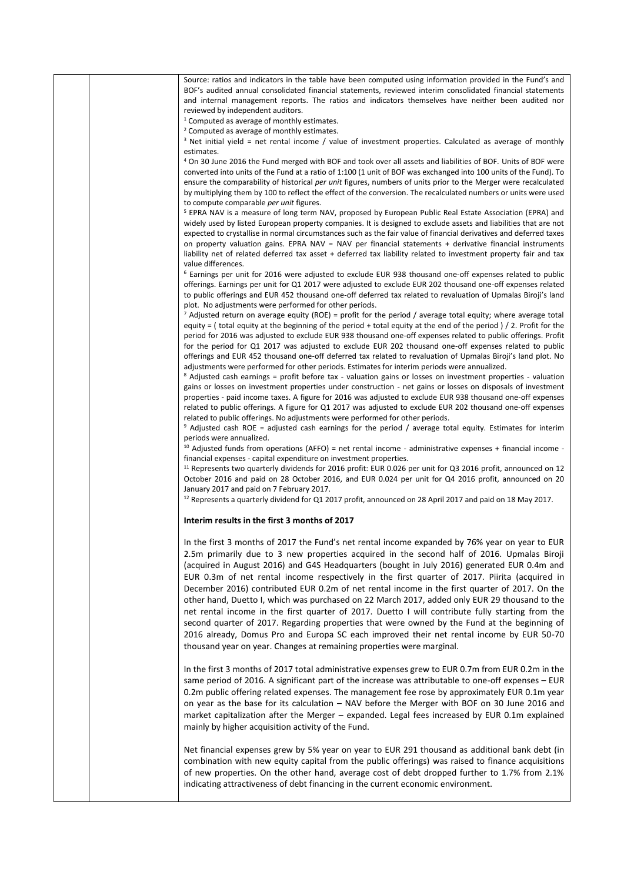Source: ratios and indicators in the table have been computed using information provided in the Fund's and BOF's audited annual consolidated financial statements, reviewed interim consolidated financial statements and internal management reports. The ratios and indicators themselves have neither been audited nor reviewed by independent auditors.

[1] Computed as average of monthly estimates.

[2] Computed as average of monthly estimates.

[3] Net initial yield = net rental income / value of investment properties. Calculated as average of monthly estimates.

[4] On 30 June 2016 the Fund merged with BOF and took over all assets and liabilities of BOF. Units of BOF were converted into units of the Fund at a ratio of 1:100 (1 unit of BOF was exchanged into 100 units of the Fund). To ensure the comparability of historical *per unit* figures, numbers of units prior to the Merger were recalculated by multiplying them by 100 to reflect the effect of the conversion. The recalculated numbers or units were used to compute comparable *per unit* figures.

[5] EPRA NAV is a measure of long term NAV, proposed by European Public Real Estate Association (EPRA) and widely used by listed European property companies. It is designed to exclude assets and liabilities that are not expected to crystallise in normal circumstances such as the fair value of financial derivatives and deferred taxes on property valuation gains. EPRA NAV = NAV per financial statements + derivative financial instruments liability net of related deferred tax asset + deferred tax liability related to investment property fair and tax value differences.

[6] Earnings per unit for 2016 were adjusted to exclude EUR 938 thousand one-off expenses related to public offerings. Earnings per unit for Q1 2017 were adjusted to exclude EUR 202 thousand one-off expenses related to public offerings and EUR 452 thousand one-off deferred tax related to revaluation of Upmalas Biroji's land plot. No adjustments were performed for other periods.

[7] Adjusted return on average equity (ROE) = profit for the period / average total equity; where average total equity = ( total equity at the beginning of the period + total equity at the end of the period ) / 2. Profit for the period for 2016 was adjusted to exclude EUR 938 thousand one-off expenses related to public offerings. Profit for the period for Q1 2017 was adjusted to exclude EUR 202 thousand one-off expenses related to public offerings and EUR 452 thousand one-off deferred tax related to revaluation of Upmalas Biroji's land plot. No adjustments were performed for other periods. Estimates for interim periods were annualized.

[8] Adjusted cash earnings = profit before tax - valuation gains or losses on investment properties - valuation gains or losses on investment properties under construction - net gains or losses on disposals of investment properties - paid income taxes. A figure for 2016 was adjusted to exclude EUR 938 thousand one-off expenses related to public offerings. A figure for Q1 2017 was adjusted to exclude EUR 202 thousand one-off expenses related to public offerings. No adjustments were performed for other periods.

[9] Adjusted cash ROE = adjusted cash earnings for the period / average total equity. Estimates for interim periods were annualized.

[10] Adjusted funds from operations (AFFO) = net rental income - administrative expenses + financial income - financial expenses - capital expenditure on investment properties.

[11] Represents two quarterly dividends for 2016 profit: EUR 0.026 per unit for Q3 2016 profit, announced on 12 October 2016 and paid on 28 October 2016, and EUR 0.024 per unit for Q4 2016 profit, announced on 20 January 2017 and paid on 7 February 2017.

[12] Represents a quarterly dividend for Q1 2017 profit, announced on 28 April 2017 and paid on 18 May 2017.

**Interim results in the first 3 months of 2017**

In the first 3 months of 2017 the Fund's net rental income expanded by 76% year on year to EUR 2.5m primarily due to 3 new properties acquired in the second half of 2016. Upmalas Biroji (acquired in August 2016) and G4S Headquarters (bought in July 2016) generated EUR 0.4m and EUR 0.3m of net rental income respectively in the first quarter of 2017. Piirita (acquired in December 2016) contributed EUR 0.2m of net rental income in the first quarter of 2017. On the other hand, Duetto I, which was purchased on 22 March 2017, added only EUR 29 thousand to the net rental income in the first quarter of 2017. Duetto I will contribute fully starting from the second quarter of 2017. Regarding properties that were owned by the Fund at the beginning of 2016 already, Domus Pro and Europa SC each improved their net rental income by EUR 50-70 thousand year on year. Changes at remaining properties were marginal.

In the first 3 months of 2017 total administrative expenses grew to EUR 0.7m from EUR 0.2m in the same period of 2016. A significant part of the increase was attributable to one-off expenses – EUR 0.2m public offering related expenses. The management fee rose by approximately EUR 0.1m year on year as the base for its calculation – NAV before the Merger with BOF on 30 June 2016 and market capitalization after the Merger – expanded. Legal fees increased by EUR 0.1m explained mainly by higher acquisition activity of the Fund.

Net financial expenses grew by 5% year on year to EUR 291 thousand as additional bank debt (in combination with new equity capital from the public offerings) was raised to finance acquisitions of new properties. On the other hand, average cost of debt dropped further to 1.7% from 2.1% indicating attractiveness of debt financing in the current economic environment.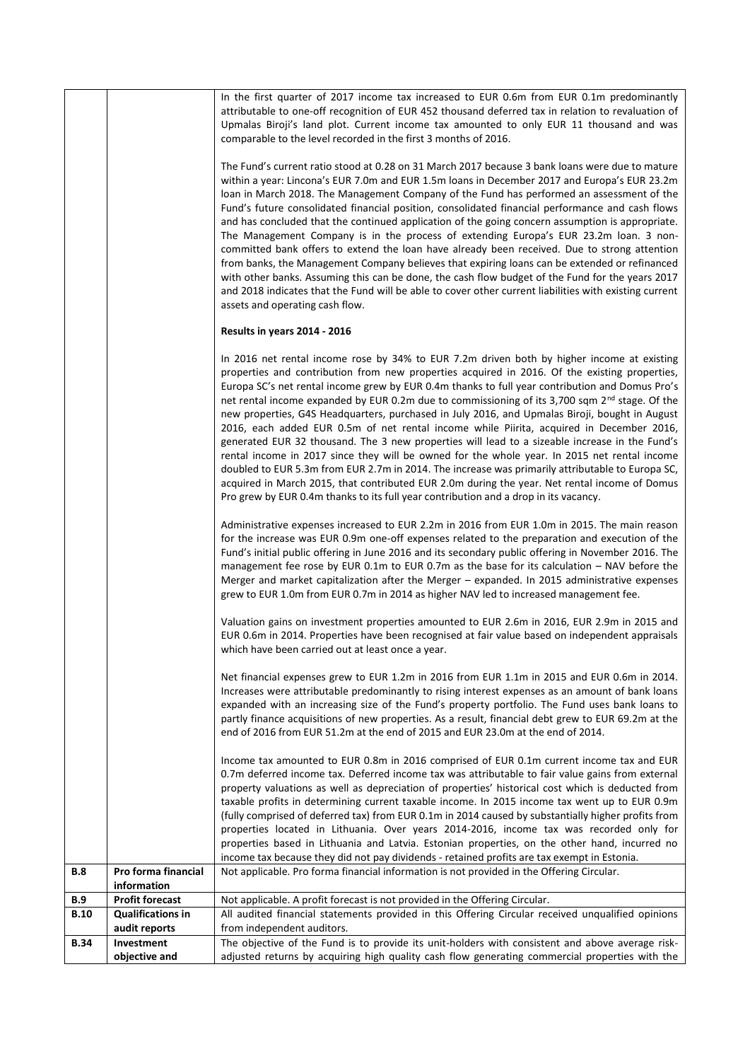| | | |
|---|---|---|
| | | In the first quarter of 2017 income tax increased to EUR 0.6m from EUR 0.1m predominantly attributable to one-off recognition of EUR 452 thousand deferred tax in relation to revaluation of Upmalas Biroji's land plot. Current income tax amounted to only EUR 11 thousand and was comparable to the level recorded in the first 3 months of 2016.<br><br>The Fund's current ratio stood at 0.28 on 31 March 2017 because 3 bank loans were due to mature within a year: Lincona's EUR 7.0m and EUR 1.5m loans in December 2017 and Europa's EUR 23.2m loan in March 2018. The Management Company of the Fund has performed an assessment of the Fund's future consolidated financial position, consolidated financial performance and cash flows and has concluded that the continued application of the going concern assumption is appropriate. The Management Company is in the process of extending Europa's EUR 23.2m loan. 3 non-committed bank offers to extend the loan have already been received. Due to strong attention from banks, the Management Company believes that expiring loans can be extended or refinanced with other banks. Assuming this can be done, the cash flow budget of the Fund for the years 2017 and 2018 indicates that the Fund will be able to cover other current liabilities with existing current assets and operating cash flow.<br><br>**Results in years 2014 - 2016**<br><br>In 2016 net rental income rose by 34% to EUR 7.2m driven both by higher income at existing properties and contribution from new properties acquired in 2016. Of the existing properties, Europa SC's net rental income grew by EUR 0.4m thanks to full year contribution and Domus Pro's net rental income expanded by EUR 0.2m due to commissioning of its 3,700 sqm 2nd stage. Of the new properties, G4S Headquarters, purchased in July 2016, and Upmalas Biroji, bought in August 2016, each added EUR 0.5m of net rental income while Piirita, acquired in December 2016, generated EUR 32 thousand. The 3 new properties will lead to a sizeable increase in the Fund's rental income in 2017 since they will be owned for the whole year. In 2015 net rental income doubled to EUR 5.3m from EUR 2.7m in 2014. The increase was primarily attributable to Europa SC, acquired in March 2015, that contributed EUR 2.0m during the year. Net rental income of Domus Pro grew by EUR 0.4m thanks to its full year contribution and a drop in its vacancy.<br><br>Administrative expenses increased to EUR 2.2m in 2016 from EUR 1.0m in 2015. The main reason for the increase was EUR 0.9m one-off expenses related to the preparation and execution of the Fund's initial public offering in June 2016 and its secondary public offering in November 2016. The management fee rose by EUR 0.1m to EUR 0.7m as the base for its calculation – NAV before the Merger and market capitalization after the Merger – expanded. In 2015 administrative expenses grew to EUR 1.0m from EUR 0.7m in 2014 as higher NAV led to increased management fee.<br><br>Valuation gains on investment properties amounted to EUR 2.6m in 2016, EUR 2.9m in 2015 and EUR 0.6m in 2014. Properties have been recognised at fair value based on independent appraisals which have been carried out at least once a year.<br><br>Net financial expenses grew to EUR 1.2m in 2016 from EUR 1.1m in 2015 and EUR 0.6m in 2014. Increases were attributable predominantly to rising interest expenses as an amount of bank loans expanded with an increasing size of the Fund's property portfolio. The Fund uses bank loans to partly finance acquisitions of new properties. As a result, financial debt grew to EUR 69.2m at the end of 2016 from EUR 51.2m at the end of 2015 and EUR 23.0m at the end of 2014.<br><br>Income tax amounted to EUR 0.8m in 2016 comprised of EUR 0.1m current income tax and EUR 0.7m deferred income tax. Deferred income tax was attributable to fair value gains from external property valuations as well as depreciation of properties' historical cost which is deducted from taxable profits in determining current taxable income. In 2015 income tax went up to EUR 0.9m (fully comprised of deferred tax) from EUR 0.1m in 2014 caused by substantially higher profits from properties located in Lithuania. Over years 2014-2016, income tax was recorded only for properties based in Lithuania and Latvia. Estonian properties, on the other hand, incurred no income tax because they did not pay dividends - retained profits are tax exempt in Estonia. |
| **B.8** | **Pro forma financial information** | Not applicable. Pro forma financial information is not provided in the Offering Circular. |
| **B.9** | **Profit forecast** | Not applicable. A profit forecast is not provided in the Offering Circular. |
| **B.10** | **Qualifications in audit reports** | All audited financial statements provided in this Offering Circular received unqualified opinions from independent auditors. |
| **B.34** | **Investment objective and** | The objective of the Fund is to provide its unit-holders with consistent and above average risk-adjusted returns by acquiring high quality cash flow generating commercial properties with the |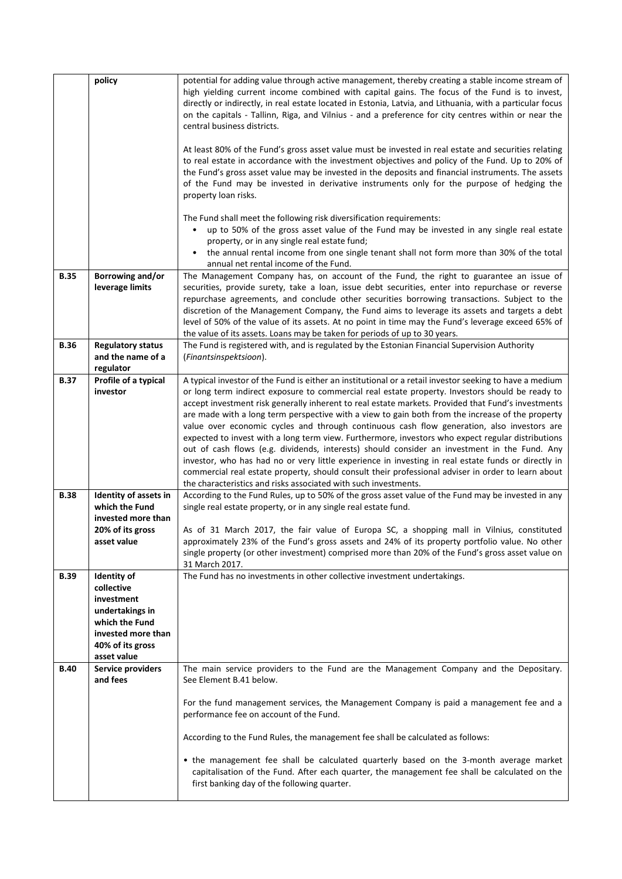| | | |
|---|---|---|
| | **policy** | potential for adding value through active management, thereby creating a stable income stream of high yielding current income combined with capital gains. The focus of the Fund is to invest, directly or indirectly, in real estate located in Estonia, Latvia, and Lithuania, with a particular focus on the capitals - Tallinn, Riga, and Vilnius - and a preference for city centres within or near the central business districts.<br><br>At least 80% of the Fund's gross asset value must be invested in real estate and securities relating to real estate in accordance with the investment objectives and policy of the Fund. Up to 20% of the Fund's gross asset value may be invested in the deposits and financial instruments. The assets of the Fund may be invested in derivative instruments only for the purpose of hedging the property loan risks.<br><br>The Fund shall meet the following risk diversification requirements:<br>• up to 50% of the gross asset value of the Fund may be invested in any single real estate property, or in any single real estate fund;<br>• the annual rental income from one single tenant shall not form more than 30% of the total annual net rental income of the Fund. |
| **B.35** | **Borrowing and/or leverage limits** | The Management Company has, on account of the Fund, the right to guarantee an issue of securities, provide surety, take a loan, issue debt securities, enter into repurchase or reverse repurchase agreements, and conclude other securities borrowing transactions. Subject to the discretion of the Management Company, the Fund aims to leverage its assets and targets a debt level of 50% of the value of its assets. At no point in time may the Fund's leverage exceed 65% of the value of its assets. Loans may be taken for periods of up to 30 years. |
| **B.36** | **Regulatory status and the name of a regulator** | The Fund is registered with, and is regulated by the Estonian Financial Supervision Authority (*Finantsinspektsioon*). |
| **B.37** | **Profile of a typical investor** | A typical investor of the Fund is either an institutional or a retail investor seeking to have a medium or long term indirect exposure to commercial real estate property. Investors should be ready to accept investment risk generally inherent to real estate markets. Provided that Fund's investments are made with a long term perspective with a view to gain both from the increase of the property value over economic cycles and through continuous cash flow generation, also investors are expected to invest with a long term view. Furthermore, investors who expect regular distributions out of cash flows (e.g. dividends, interests) should consider an investment in the Fund. Any investor, who has had no or very little experience in investing in real estate funds or directly in commercial real estate property, should consult their professional adviser in order to learn about the characteristics and risks associated with such investments. |
| **B.38** | **Identity of assets in which the Fund invested more than 20% of its gross asset value** | According to the Fund Rules, up to 50% of the gross asset value of the Fund may be invested in any single real estate property, or in any single real estate fund.<br><br>As of 31 March 2017, the fair value of Europa SC, a shopping mall in Vilnius, constituted approximately 23% of the Fund's gross assets and 24% of its property portfolio value. No other single property (or other investment) comprised more than 20% of the Fund's gross asset value on 31 March 2017. |
| **B.39** | **Identity of collective investment undertakings in which the Fund invested more than 40% of its gross asset value** | The Fund has no investments in other collective investment undertakings. |
| **B.40** | **Service providers and fees** | The main service providers to the Fund are the Management Company and the Depositary. See Element B.41 below.<br><br>For the fund management services, the Management Company is paid a management fee and a performance fee on account of the Fund.<br><br>According to the Fund Rules, the management fee shall be calculated as follows:<br><br>• the management fee shall be calculated quarterly based on the 3-month average market capitalisation of the Fund. After each quarter, the management fee shall be calculated on the first banking day of the following quarter. |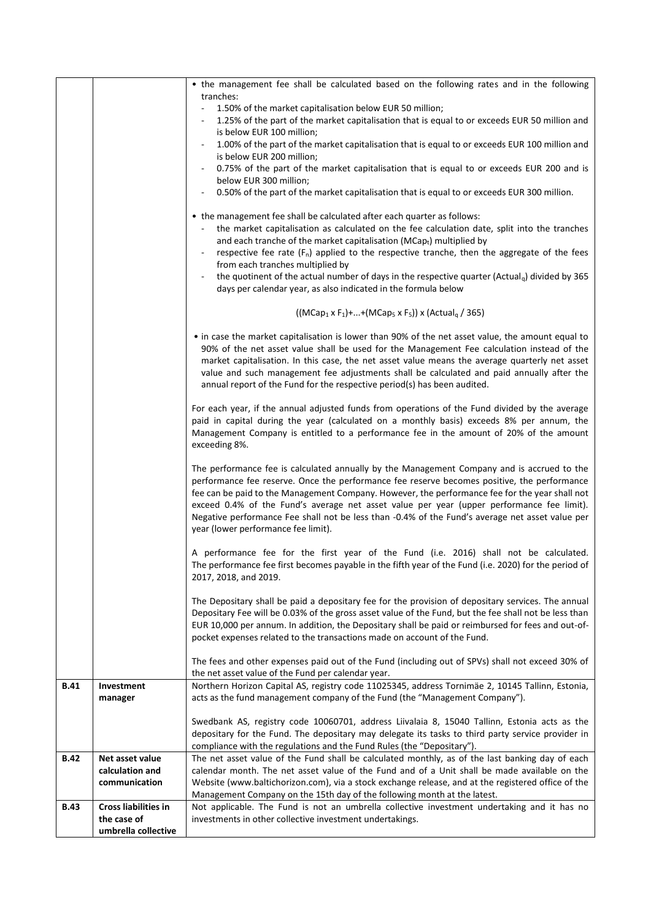| | | |
|---|---|---|
| | | • the management fee shall be calculated based on the following rates and in the following tranches:<br>- 1.50% of the market capitalisation below EUR 50 million;<br>- 1.25% of the part of the market capitalisation that is equal to or exceeds EUR 50 million and is below EUR 100 million;<br>- 1.00% of the part of the market capitalisation that is equal to or exceeds EUR 100 million and is below EUR 200 million;<br>- 0.75% of the part of the market capitalisation that is equal to or exceeds EUR 200 and is below EUR 300 million;<br>- 0.50% of the part of the market capitalisation that is equal to or exceeds EUR 300 million.<br><br>• the management fee shall be calculated after each quarter as follows:<br>- the market capitalisation as calculated on the fee calculation date, split into the tranches and each tranche of the market capitalisation ($MCap_t$) multiplied by<br>- respective fee rate ($F_n$) applied to the respective tranche, then the aggregate of the fees from each tranches multiplied by<br>- the quotinent of the actual number of days in the respective quarter ($Actual_q$) divided by 365 days per calendar year, as also indicated in the formula below<br><br>$((MCap_1 \times F_1)+...+(MCap_5 \times F_5)) \times (Actual_q / 365)$<br><br>• in case the market capitalisation is lower than 90% of the net asset value, the amount equal to 90% of the net asset value shall be used for the Management Fee calculation instead of the market capitalisation. In this case, the net asset value means the average quarterly net asset value and such management fee adjustments shall be calculated and paid annually after the annual report of the Fund for the respective period(s) has been audited.<br><br>For each year, if the annual adjusted funds from operations of the Fund divided by the average paid in capital during the year (calculated on a monthly basis) exceeds 8% per annum, the Management Company is entitled to a performance fee in the amount of 20% of the amount exceeding 8%.<br><br>The performance fee is calculated annually by the Management Company and is accrued to the performance fee reserve. Once the performance fee reserve becomes positive, the performance fee can be paid to the Management Company. However, the performance fee for the year shall not exceed 0.4% of the Fund's average net asset value per year (upper performance fee limit). Negative performance Fee shall not be less than -0.4% of the Fund's average net asset value per year (lower performance fee limit).<br><br>A performance fee for the first year of the Fund (i.e. 2016) shall not be calculated. The performance fee first becomes payable in the fifth year of the Fund (i.e. 2020) for the period of 2017, 2018, and 2019.<br><br>The Depositary shall be paid a depositary fee for the provision of depositary services. The annual Depositary Fee will be 0.03% of the gross asset value of the Fund, but the fee shall not be less than EUR 10,000 per annum. In addition, the Depositary shall be paid or reimbursed for fees and out-of-pocket expenses related to the transactions made on account of the Fund.<br><br>The fees and other expenses paid out of the Fund (including out of SPVs) shall not exceed 30% of the net asset value of the Fund per calendar year. |
| **B.41** | **Investment manager** | Northern Horizon Capital AS, registry code 11025345, address Tornimäe 2, 10145 Tallinn, Estonia, acts as the fund management company of the Fund (the "Management Company").<br><br>Swedbank AS, registry code 10060701, address Liivalaia 8, 15040 Tallinn, Estonia acts as the depositary for the Fund. The depositary may delegate its tasks to third party service provider in compliance with the regulations and the Fund Rules (the "Depositary"). |
| **B.42** | **Net asset value calculation and communication** | The net asset value of the Fund shall be calculated monthly, as of the last banking day of each calendar month. The net asset value of the Fund and of a Unit shall be made available on the Website (www.baltichorizon.com), via a stock exchange release, and at the registered office of the Management Company on the 15th day of the following month at the latest. |
| **B.43** | **Cross liabilities in the case of umbrella collective** | Not applicable. The Fund is not an umbrella collective investment undertaking and it has no investments in other collective investment undertakings. |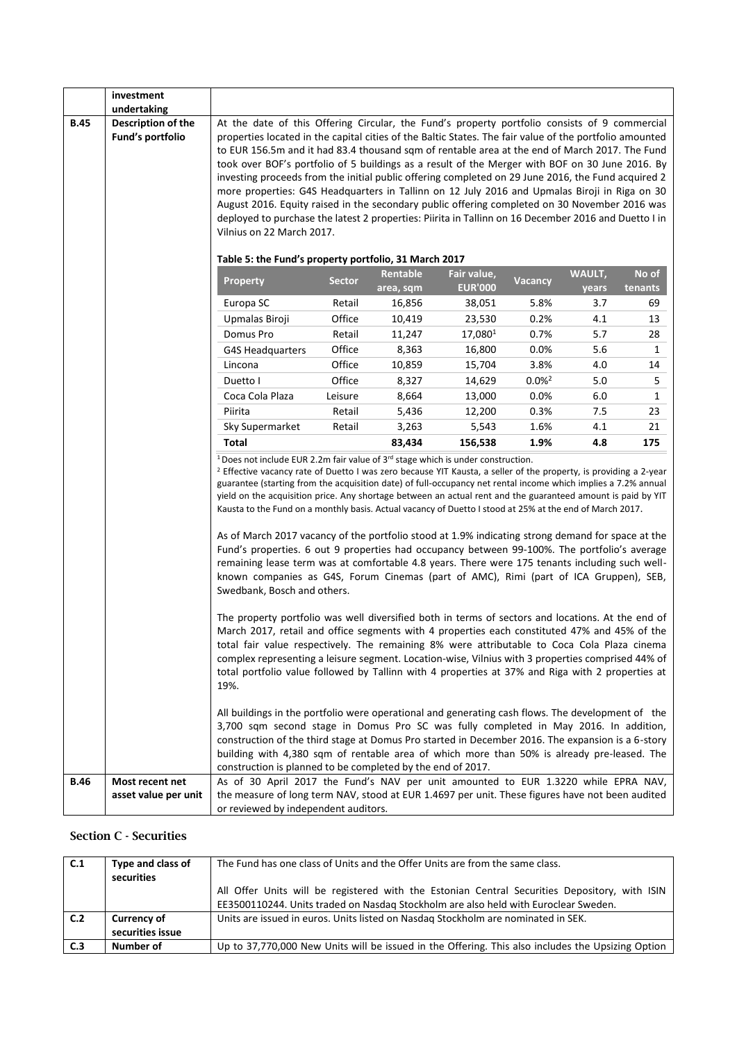| | | |
|---|---|---|
| | **investment undertaking** | |
| **B.45** | **Description of the Fund's portfolio** | At the date of this Offering Circular, the Fund's property portfolio consists of 9 commercial properties located in the capital cities of the Baltic States. The fair value of the portfolio amounted to EUR 156.5m and it had 83.4 thousand sqm of rentable area at the end of March 2017. The Fund took over BOF's portfolio of 5 buildings as a result of the Merger with BOF on 30 June 2016. By investing proceeds from the initial public offering completed on 29 June 2016, the Fund acquired 2 more properties: G4S Headquarters in Tallinn on 12 July 2016 and Upmalas Biroji in Riga on 30 August 2016. Equity raised in the secondary public offering completed on 30 November 2016 was deployed to purchase the latest 2 properties: Piirita in Tallinn on 16 December 2016 and Duetto I in Vilnius on 22 March 2017. |

**Table 5: the Fund's property portfolio, 31 March 2017**

| Property | Sector | Rentable area, sqm | Fair value, EUR'000 | Vacancy | WAULT, years | No of tenants |
|---|---|---|---|---|---|---|
| Europa SC | Retail | 16,856 | 38,051 | 5.8% | 3.7 | 69 |
| Upmalas Biroji | Office | 10,419 | 23,530 | 0.2% | 4.1 | 13 |
| Domus Pro | Retail | 11,247 | 17,080[1] | 0.7% | 5.7 | 28 |
| G4S Headquarters | Office | 8,363 | 16,800 | 0.0% | 5.6 | 1 |
| Lincona | Office | 10,859 | 15,704 | 3.8% | 4.0 | 14 |
| Duetto I | Office | 8,327 | 14,629 | 0.0%[2] | 5.0 | 5 |
| Coca Cola Plaza | Leisure | 8,664 | 13,000 | 0.0% | 6.0 | 1 |
| Piirita | Retail | 5,436 | 12,200 | 0.3% | 7.5 | 23 |
| Sky Supermarket | Retail | 3,263 | 5,543 | 1.6% | 4.1 | 21 |
| **Total** | | **83,434** | **156,538** | **1.9%** | **4.8** | **175** |

[1] Does not include EUR 2.2m fair value of 3rd stage which is under construction.
[2] Effective vacancy rate of Duetto I was zero because YIT Kausta, a seller of the property, is providing a 2-year guarantee (starting from the acquisition date) of full-occupancy net rental income which implies a 7.2% annual yield on the acquisition price. Any shortage between an actual rent and the guaranteed amount is paid by YIT Kausta to the Fund on a monthly basis. Actual vacancy of Duetto I stood at 25% at the end of March 2017.

As of March 2017 vacancy of the portfolio stood at 1.9% indicating strong demand for space at the Fund's properties. 6 out 9 properties had occupancy between 99-100%. The portfolio's average remaining lease term was at comfortable 4.8 years. There were 175 tenants including such well-known companies as G4S, Forum Cinemas (part of AMC), Rimi (part of ICA Gruppen), SEB, Swedbank, Bosch and others.

The property portfolio was well diversified both in terms of sectors and locations. At the end of March 2017, retail and office segments with 4 properties each constituted 47% and 45% of the total fair value respectively. The remaining 8% were attributable to Coca Cola Plaza cinema complex representing a leisure segment. Location-wise, Vilnius with 3 properties comprised 44% of total portfolio value followed by Tallinn with 4 properties at 37% and Riga with 2 properties at 19%.

All buildings in the portfolio were operational and generating cash flows. The development of the 3,700 sqm second stage in Domus Pro SC was fully completed in May 2016. In addition, construction of the third stage at Domus Pro started in December 2016. The expansion is a 6-story building with 4,380 sqm of rentable area of which more than 50% is already pre-leased. The construction is planned to be completed by the end of 2017.

| | | |
|---|---|---|
| **B.46** | **Most recent net asset value per unit** | As of 30 April 2017 the Fund's NAV per unit amounted to EUR 1.3220 while EPRA NAV, the measure of long term NAV, stood at EUR 1.4697 per unit. These figures have not been audited or reviewed by independent auditors. |

## Section C - Securities

| | | |
|---|---|---|
| **C.1** | **Type and class of securities** | The Fund has one class of Units and the Offer Units are from the same class.<br><br>All Offer Units will be registered with the Estonian Central Securities Depository, with ISIN EE3500110244. Units traded on Nasdaq Stockholm are also held with Euroclear Sweden. |
| **C.2** | **Currency of securities issue** | Units are issued in euros. Units listed on Nasdaq Stockholm are nominated in SEK. |
| **C.3** | **Number of** | Up to 37,770,000 New Units will be issued in the Offering. This also includes the Upsizing Option |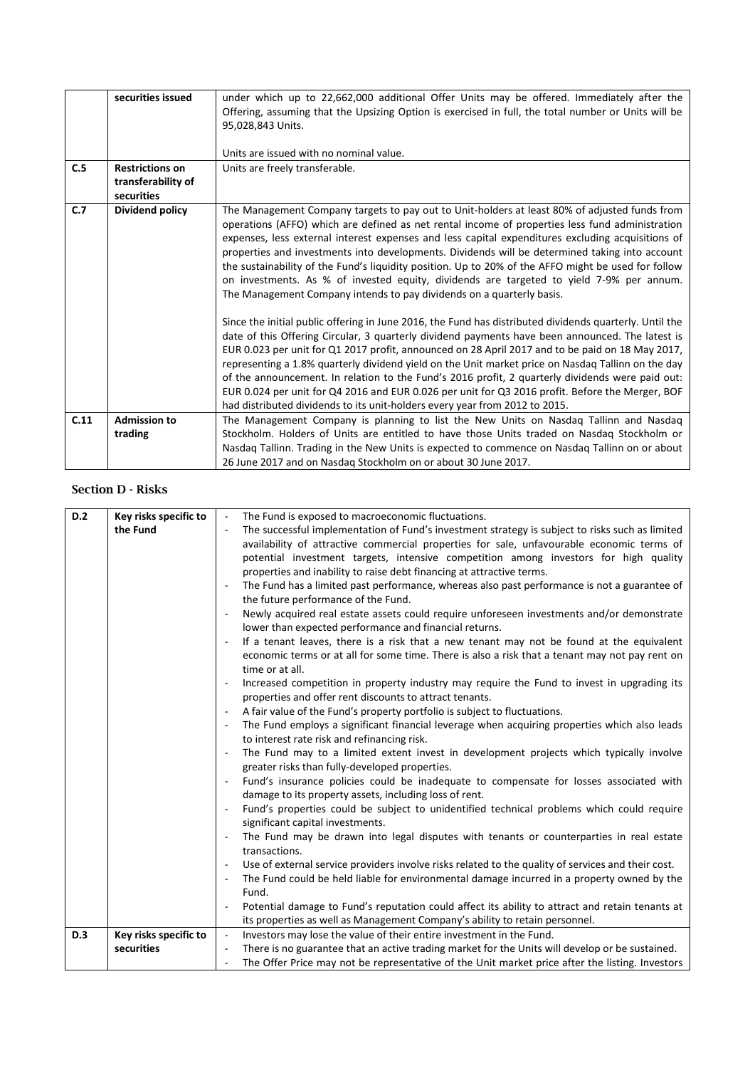| | | |
|---|---|---|
| | **securities issued** | under which up to 22,662,000 additional Offer Units may be offered. Immediately after the Offering, assuming that the Upsizing Option is exercised in full, the total number or Units will be 95,028,843 Units.<br><br>Units are issued with no nominal value. |
| **C.5** | **Restrictions on transferability of securities** | Units are freely transferable. |
| **C.7** | **Dividend policy** | The Management Company targets to pay out to Unit-holders at least 80% of adjusted funds from operations (AFFO) which are defined as net rental income of properties less fund administration expenses, less external interest expenses and less capital expenditures excluding acquisitions of properties and investments into developments. Dividends will be determined taking into account the sustainability of the Fund's liquidity position. Up to 20% of the AFFO might be used for follow on investments. As % of invested equity, dividends are targeted to yield 7-9% per annum. The Management Company intends to pay dividends on a quarterly basis.<br><br>Since the initial public offering in June 2016, the Fund has distributed dividends quarterly. Until the date of this Offering Circular, 3 quarterly dividend payments have been announced. The latest is EUR 0.023 per unit for Q1 2017 profit, announced on 28 April 2017 and to be paid on 18 May 2017, representing a 1.8% quarterly dividend yield on the Unit market price on Nasdaq Tallinn on the day of the announcement. In relation to the Fund's 2016 profit, 2 quarterly dividends were paid out: EUR 0.024 per unit for Q4 2016 and EUR 0.026 per unit for Q3 2016 profit. Before the Merger, BOF had distributed dividends to its unit-holders every year from 2012 to 2015. |
| **C.11** | **Admission to trading** | The Management Company is planning to list the New Units on Nasdaq Tallinn and Nasdaq Stockholm. Holders of Units are entitled to have those Units traded on Nasdaq Stockholm or Nasdaq Tallinn. Trading in the New Units is expected to commence on Nasdaq Tallinn on or about 26 June 2017 and on Nasdaq Stockholm on or about 30 June 2017. |

## Section D - Risks

| | | |
|---|---|---|
| **D.2** | **Key risks specific to the Fund** | - The Fund is exposed to macroeconomic fluctuations.<br>- The successful implementation of Fund's investment strategy is subject to risks such as limited availability of attractive commercial properties for sale, unfavourable economic terms of potential investment targets, intensive competition among investors for high quality properties and inability to raise debt financing at attractive terms.<br>- The Fund has a limited past performance, whereas also past performance is not a guarantee of the future performance of the Fund.<br>- Newly acquired real estate assets could require unforeseen investments and/or demonstrate lower than expected performance and financial returns.<br>- If a tenant leaves, there is a risk that a new tenant may not be found at the equivalent economic terms or at all for some time. There is also a risk that a tenant may not pay rent on time or at all.<br>- Increased competition in property industry may require the Fund to invest in upgrading its properties and offer rent discounts to attract tenants.<br>- A fair value of the Fund's property portfolio is subject to fluctuations.<br>- The Fund employs a significant financial leverage when acquiring properties which also leads to interest rate risk and refinancing risk.<br>- The Fund may to a limited extent invest in development projects which typically involve greater risks than fully-developed properties.<br>- Fund's insurance policies could be inadequate to compensate for losses associated with damage to its property assets, including loss of rent.<br>- Fund's properties could be subject to unidentified technical problems which could require significant capital investments.<br>- The Fund may be drawn into legal disputes with tenants or counterparties in real estate transactions.<br>- Use of external service providers involve risks related to the quality of services and their cost.<br>- The Fund could be held liable for environmental damage incurred in a property owned by the Fund.<br>- Potential damage to Fund's reputation could affect its ability to attract and retain tenants at its properties as well as Management Company's ability to retain personnel. |
| **D.3** | **Key risks specific to securities** | - Investors may lose the value of their entire investment in the Fund.<br>- There is no guarantee that an active trading market for the Units will develop or be sustained.<br>- The Offer Price may not be representative of the Unit market price after the listing. Investors |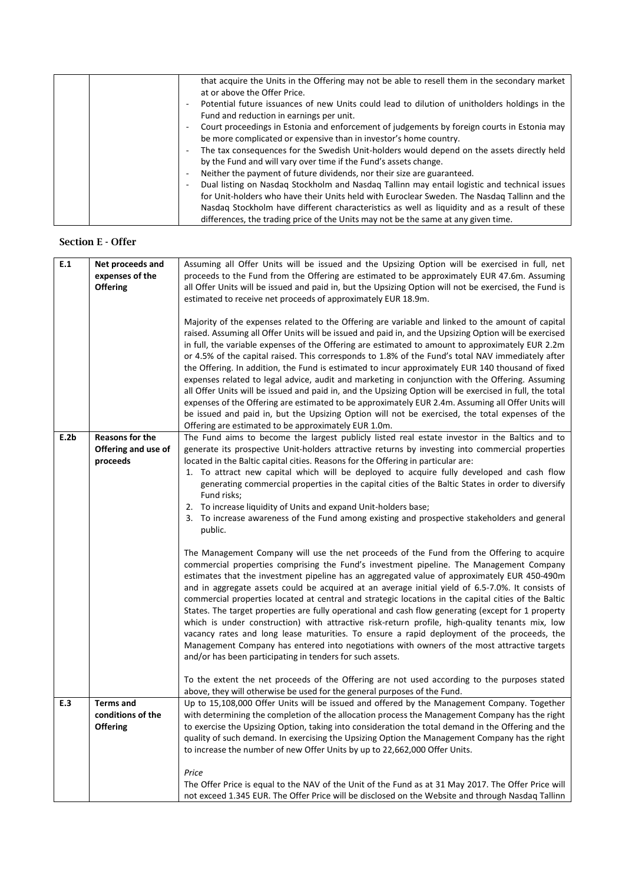| | | that acquire the Units in the Offering may not be able to resell them in the secondary market at or above the Offer Price.<br>- Potential future issuances of new Units could lead to dilution of unitholders holdings in the Fund and reduction in earnings per unit.<br>- Court proceedings in Estonia and enforcement of judgements by foreign courts in Estonia may be more complicated or expensive than in investor's home country.<br>- The tax consequences for the Swedish Unit-holders would depend on the assets directly held by the Fund and will vary over time if the Fund's assets change.<br>- Neither the payment of future dividends, nor their size are guaranteed.<br>- Dual listing on Nasdaq Stockholm and Nasdaq Tallinn may entail logistic and technical issues for Unit-holders who have their Units held with Euroclear Sweden. The Nasdaq Tallinn and the Nasdaq Stockholm have different characteristics as well as liquidity and as a result of these differences, the trading price of the Units may not be the same at any given time. |
|---|---|---|

## Section E - Offer

| | | |
|---|---|---|
| **E.1** | **Net proceeds and expenses of the Offering** | Assuming all Offer Units will be issued and the Upsizing Option will be exercised in full, net proceeds to the Fund from the Offering are estimated to be approximately EUR 47.6m. Assuming all Offer Units will be issued and paid in, but the Upsizing Option will not be exercised, the Fund is estimated to receive net proceeds of approximately EUR 18.9m.<br><br>Majority of the expenses related to the Offering are variable and linked to the amount of capital raised. Assuming all Offer Units will be issued and paid in, and the Upsizing Option will be exercised in full, the variable expenses of the Offering are estimated to amount to approximately EUR 2.2m or 4.5% of the capital raised. This corresponds to 1.8% of the Fund's total NAV immediately after the Offering. In addition, the Fund is estimated to incur approximately EUR 140 thousand of fixed expenses related to legal advice, audit and marketing in conjunction with the Offering. Assuming all Offer Units will be issued and paid in, and the Upsizing Option will be exercised in full, the total expenses of the Offering are estimated to be approximately EUR 2.4m. Assuming all Offer Units will be issued and paid in, but the Upsizing Option will not be exercised, the total expenses of the Offering are estimated to be approximately EUR 1.0m. |
| **E.2b** | **Reasons for the Offering and use of proceeds** | The Fund aims to become the largest publicly listed real estate investor in the Baltics and to generate its prospective Unit-holders attractive returns by investing into commercial properties located in the Baltic capital cities. Reasons for the Offering in particular are:<br>1. To attract new capital which will be deployed to acquire fully developed and cash flow generating commercial properties in the capital cities of the Baltic States in order to diversify Fund risks;<br>2. To increase liquidity of Units and expand Unit-holders base;<br>3. To increase awareness of the Fund among existing and prospective stakeholders and general public.<br><br>The Management Company will use the net proceeds of the Fund from the Offering to acquire commercial properties comprising the Fund's investment pipeline. The Management Company estimates that the investment pipeline has an aggregated value of approximately EUR 450-490m and in aggregate assets could be acquired at an average initial yield of 6.5-7.0%. It consists of commercial properties located at central and strategic locations in the capital cities of the Baltic States. The target properties are fully operational and cash flow generating (except for 1 property which is under construction) with attractive risk-return profile, high-quality tenants mix, low vacancy rates and long lease maturities. To ensure a rapid deployment of the proceeds, the Management Company has entered into negotiations with owners of the most attractive targets and/or has been participating in tenders for such assets.<br><br>To the extent the net proceeds of the Offering are not used according to the purposes stated above, they will otherwise be used for the general purposes of the Fund. |
| **E.3** | **Terms and conditions of the Offering** | Up to 15,108,000 Offer Units will be issued and offered by the Management Company. Together with determining the completion of the allocation process the Management Company has the right to exercise the Upsizing Option, taking into consideration the total demand in the Offering and the quality of such demand. In exercising the Upsizing Option the Management Company has the right to increase the number of new Offer Units by up to 22,662,000 Offer Units.<br><br>*Price*<br>The Offer Price is equal to the NAV of the Unit of the Fund as at 31 May 2017. The Offer Price will not exceed 1.345 EUR. The Offer Price will be disclosed on the Website and through Nasdaq Tallinn |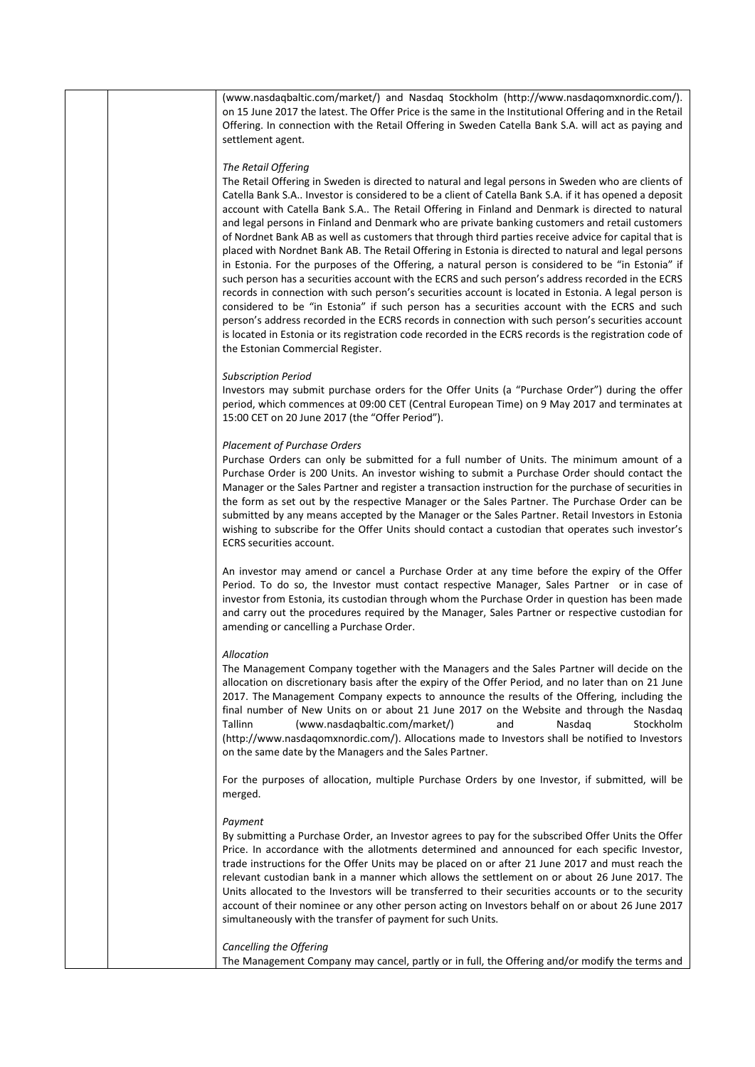(www.nasdaqbaltic.com/market/) and Nasdaq Stockholm (http://www.nasdaqomxnordic.com/). on 15 June 2017 the latest. The Offer Price is the same in the Institutional Offering and in the Retail Offering. In connection with the Retail Offering in Sweden Catella Bank S.A. will act as paying and settlement agent.

*The Retail Offering*

The Retail Offering in Sweden is directed to natural and legal persons in Sweden who are clients of Catella Bank S.A.. Investor is considered to be a client of Catella Bank S.A. if it has opened a deposit account with Catella Bank S.A.. The Retail Offering in Finland and Denmark is directed to natural and legal persons in Finland and Denmark who are private banking customers and retail customers of Nordnet Bank AB as well as customers that through third parties receive advice for capital that is placed with Nordnet Bank AB. The Retail Offering in Estonia is directed to natural and legal persons in Estonia. For the purposes of the Offering, a natural person is considered to be "in Estonia" if such person has a securities account with the ECRS and such person's address recorded in the ECRS records in connection with such person's securities account is located in Estonia. A legal person is considered to be "in Estonia" if such person has a securities account with the ECRS and such person's address recorded in the ECRS records in connection with such person's securities account is located in Estonia or its registration code recorded in the ECRS records is the registration code of the Estonian Commercial Register.

*Subscription Period*

Investors may submit purchase orders for the Offer Units (a "Purchase Order") during the offer period, which commences at 09:00 CET (Central European Time) on 9 May 2017 and terminates at 15:00 CET on 20 June 2017 (the "Offer Period").

*Placement of Purchase Orders*

Purchase Orders can only be submitted for a full number of Units. The minimum amount of a Purchase Order is 200 Units. An investor wishing to submit a Purchase Order should contact the Manager or the Sales Partner and register a transaction instruction for the purchase of securities in the form as set out by the respective Manager or the Sales Partner. The Purchase Order can be submitted by any means accepted by the Manager or the Sales Partner. Retail Investors in Estonia wishing to subscribe for the Offer Units should contact a custodian that operates such investor's ECRS securities account.

An investor may amend or cancel a Purchase Order at any time before the expiry of the Offer Period. To do so, the Investor must contact respective Manager, Sales Partner or in case of investor from Estonia, its custodian through whom the Purchase Order in question has been made and carry out the procedures required by the Manager, Sales Partner or respective custodian for amending or cancelling a Purchase Order.

*Allocation*

The Management Company together with the Managers and the Sales Partner will decide on the allocation on discretionary basis after the expiry of the Offer Period, and no later than on 21 June 2017. The Management Company expects to announce the results of the Offering, including the final number of New Units on or about 21 June 2017 on the Website and through the Nasdaq Tallinn (www.nasdaqbaltic.com/market/) and Nasdaq Stockholm (http://www.nasdaqomxnordic.com/). Allocations made to Investors shall be notified to Investors on the same date by the Managers and the Sales Partner.

For the purposes of allocation, multiple Purchase Orders by one Investor, if submitted, will be merged.

*Payment*

By submitting a Purchase Order, an Investor agrees to pay for the subscribed Offer Units the Offer Price. In accordance with the allotments determined and announced for each specific Investor, trade instructions for the Offer Units may be placed on or after 21 June 2017 and must reach the relevant custodian bank in a manner which allows the settlement on or about 26 June 2017. The Units allocated to the Investors will be transferred to their securities accounts or to the security account of their nominee or any other person acting on Investors behalf on or about 26 June 2017 simultaneously with the transfer of payment for such Units.

*Cancelling the Offering*

The Management Company may cancel, partly or in full, the Offering and/or modify the terms and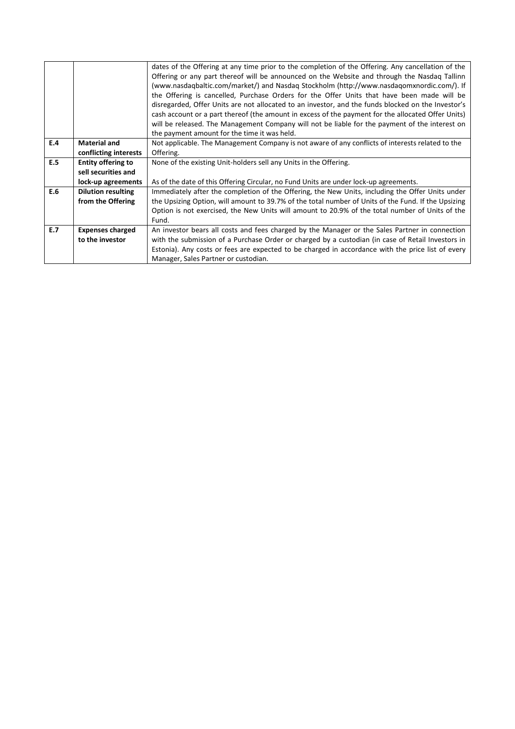| | | |
|---|---|---|
| | | dates of the Offering at any time prior to the completion of the Offering. Any cancellation of the Offering or any part thereof will be announced on the Website and through the Nasdaq Tallinn (www.nasdaqbaltic.com/market/) and Nasdaq Stockholm (http://www.nasdaqomxnordic.com/). If the Offering is cancelled, Purchase Orders for the Offer Units that have been made will be disregarded, Offer Units are not allocated to an investor, and the funds blocked on the Investor's cash account or a part thereof (the amount in excess of the payment for the allocated Offer Units) will be released. The Management Company will not be liable for the payment of the interest on the payment amount for the time it was held. |
| **E.4** | **Material and conflicting interests** | Not applicable. The Management Company is not aware of any conflicts of interests related to the Offering. |
| **E.5** | **Entity offering to sell securities and lock-up agreements** | None of the existing Unit-holders sell any Units in the Offering.<br><br>As of the date of this Offering Circular, no Fund Units are under lock-up agreements. |
| **E.6** | **Dilution resulting from the Offering** | Immediately after the completion of the Offering, the New Units, including the Offer Units under the Upsizing Option, will amount to 39.7% of the total number of Units of the Fund. If the Upsizing Option is not exercised, the New Units will amount to 20.9% of the total number of Units of the Fund. |
| **E.7** | **Expenses charged to the investor** | An investor bears all costs and fees charged by the Manager or the Sales Partner in connection with the submission of a Purchase Order or charged by a custodian (in case of Retail Investors in Estonia). Any costs or fees are expected to be charged in accordance with the price list of every Manager, Sales Partner or custodian. |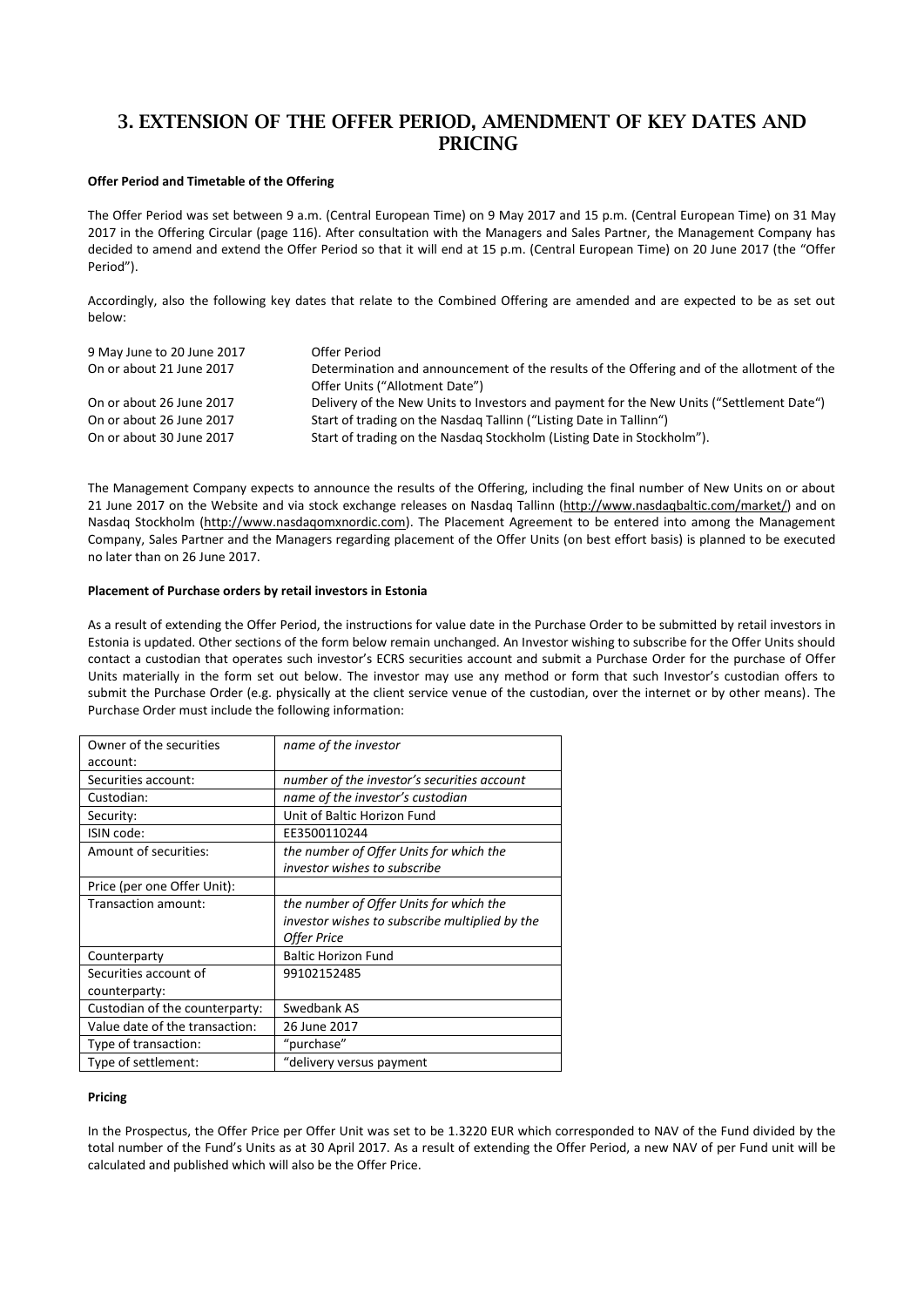# 3. EXTENSION OF THE OFFER PERIOD, AMENDMENT OF KEY DATES AND PRICING

**Offer Period and Timetable of the Offering**

The Offer Period was set between 9 a.m. (Central European Time) on 9 May 2017 and 15 p.m. (Central European Time) on 31 May 2017 in the Offering Circular (page 116). After consultation with the Managers and Sales Partner, the Management Company has decided to amend and extend the Offer Period so that it will end at 15 p.m. (Central European Time) on 20 June 2017 (the "Offer Period").

Accordingly, also the following key dates that relate to the Combined Offering are amended and are expected to be as set out below:

| | |
|---|---|
| 9 May June to 20 June 2017 | Offer Period |
| On or about 21 June 2017 | Determination and announcement of the results of the Offering and of the allotment of the Offer Units ("Allotment Date") |
| On or about 26 June 2017 | Delivery of the New Units to Investors and payment for the New Units ("Settlement Date") |
| On or about 26 June 2017 | Start of trading on the Nasdaq Tallinn ("Listing Date in Tallinn") |
| On or about 30 June 2017 | Start of trading on the Nasdaq Stockholm (Listing Date in Stockholm"). |

The Management Company expects to announce the results of the Offering, including the final number of New Units on or about 21 June 2017 on the Website and via stock exchange releases on Nasdaq Tallinn (http://www.nasdaqbaltic.com/market/) and on Nasdaq Stockholm (http://www.nasdaqomxnordic.com). The Placement Agreement to be entered into among the Management Company, Sales Partner and the Managers regarding placement of the Offer Units (on best effort basis) is planned to be executed no later than on 26 June 2017.

**Placement of Purchase orders by retail investors in Estonia**

As a result of extending the Offer Period, the instructions for value date in the Purchase Order to be submitted by retail investors in Estonia is updated. Other sections of the form below remain unchanged. An Investor wishing to subscribe for the Offer Units should contact a custodian that operates such investor's ECRS securities account and submit a Purchase Order for the purchase of Offer Units materially in the form set out below. The investor may use any method or form that such Investor's custodian offers to submit the Purchase Order (e.g. physically at the client service venue of the custodian, over the internet or by other means). The Purchase Order must include the following information:

| | |
|---|---|
| Owner of the securities account: | *name of the investor* |
| Securities account: | *number of the investor's securities account* |
| Custodian: | *name of the investor's custodian* |
| Security: | Unit of Baltic Horizon Fund |
| ISIN code: | EE3500110244 |
| Amount of securities: | *the number of Offer Units for which the investor wishes to subscribe* |
| Price (per one Offer Unit): | |
| Transaction amount: | *the number of Offer Units for which the investor wishes to subscribe multiplied by the Offer Price* |
| Counterparty | Baltic Horizon Fund |
| Securities account of counterparty: | 99102152485 |
| Custodian of the counterparty: | Swedbank AS |
| Value date of the transaction: | 26 June 2017 |
| Type of transaction: | "purchase" |
| Type of settlement: | "delivery versus payment |

**Pricing**

In the Prospectus, the Offer Price per Offer Unit was set to be 1.3220 EUR which corresponded to NAV of the Fund divided by the total number of the Fund's Units as at 30 April 2017. As a result of extending the Offer Period, a new NAV of per Fund unit will be calculated and published which will also be the Offer Price.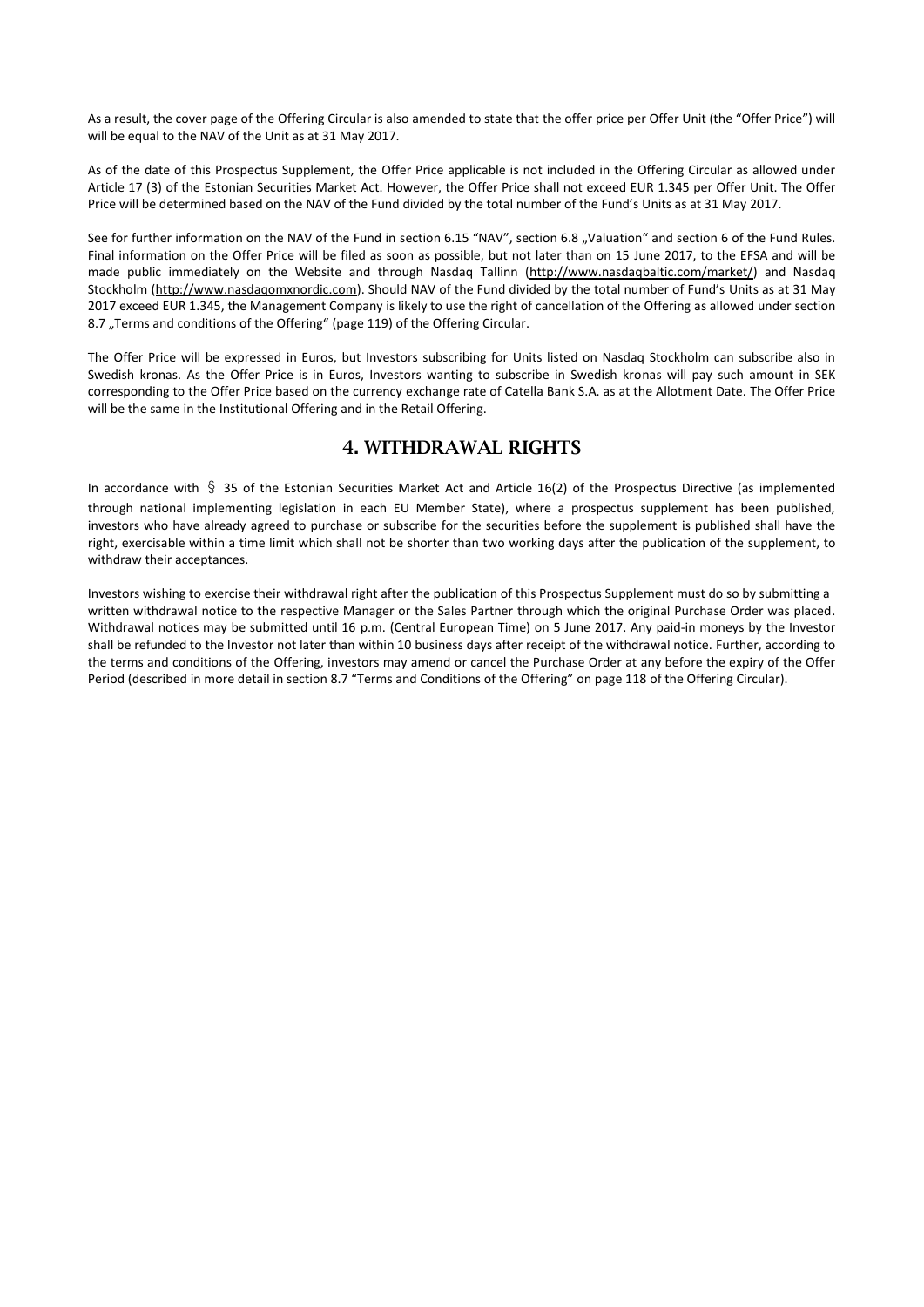As a result, the cover page of the Offering Circular is also amended to state that the offer price per Offer Unit (the "Offer Price") will will be equal to the NAV of the Unit as at 31 May 2017.

As of the date of this Prospectus Supplement, the Offer Price applicable is not included in the Offering Circular as allowed under Article 17 (3) of the Estonian Securities Market Act. However, the Offer Price shall not exceed EUR 1.345 per Offer Unit. The Offer Price will be determined based on the NAV of the Fund divided by the total number of the Fund's Units as at 31 May 2017.

See for further information on the NAV of the Fund in section 6.15 "NAV", section 6.8 „Valuation" and section 6 of the Fund Rules. Final information on the Offer Price will be filed as soon as possible, but not later than on 15 June 2017, to the EFSA and will be made public immediately on the Website and through Nasdaq Tallinn (http://www.nasdaqbaltic.com/market/) and Nasdaq Stockholm (http://www.nasdaqomxnordic.com). Should NAV of the Fund divided by the total number of Fund's Units as at 31 May 2017 exceed EUR 1.345, the Management Company is likely to use the right of cancellation of the Offering as allowed under section 8.7 „Terms and conditions of the Offering" (page 119) of the Offering Circular.

The Offer Price will be expressed in Euros, but Investors subscribing for Units listed on Nasdaq Stockholm can subscribe also in Swedish kronas. As the Offer Price is in Euros, Investors wanting to subscribe in Swedish kronas will pay such amount in SEK corresponding to the Offer Price based on the currency exchange rate of Catella Bank S.A. as at the Allotment Date. The Offer Price will be the same in the Institutional Offering and in the Retail Offering.

# 4. WITHDRAWAL RIGHTS

In accordance with § 35 of the Estonian Securities Market Act and Article 16(2) of the Prospectus Directive (as implemented through national implementing legislation in each EU Member State), where a prospectus supplement has been published, investors who have already agreed to purchase or subscribe for the securities before the supplement is published shall have the right, exercisable within a time limit which shall not be shorter than two working days after the publication of the supplement, to withdraw their acceptances.

Investors wishing to exercise their withdrawal right after the publication of this Prospectus Supplement must do so by submitting a written withdrawal notice to the respective Manager or the Sales Partner through which the original Purchase Order was placed. Withdrawal notices may be submitted until 16 p.m. (Central European Time) on 5 June 2017. Any paid-in moneys by the Investor shall be refunded to the Investor not later than within 10 business days after receipt of the withdrawal notice. Further, according to the terms and conditions of the Offering, investors may amend or cancel the Purchase Order at any before the expiry of the Offer Period (described in more detail in section 8.7 "Terms and Conditions of the Offering" on page 118 of the Offering Circular).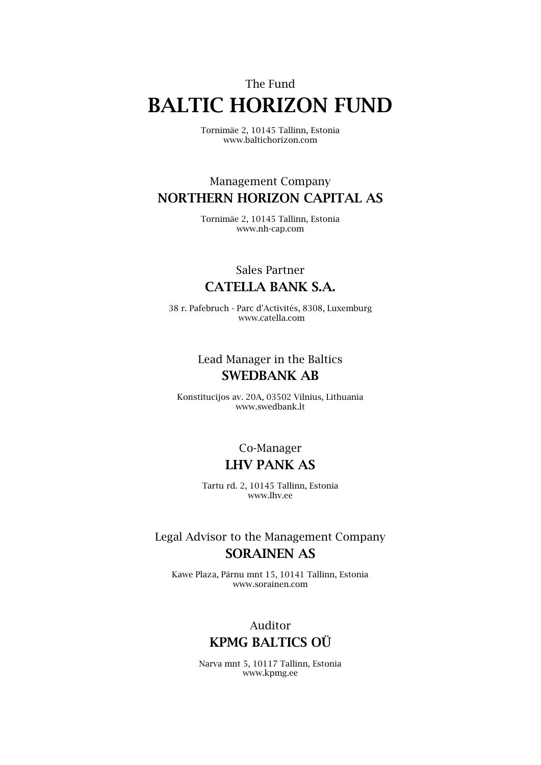The Fund

# BALTIC HORIZON FUND

Tornimäe 2, 10145 Tallinn, Estonia
www.baltichorizon.com

Management Company

## NORTHERN HORIZON CAPITAL AS

Tornimäe 2, 10145 Tallinn, Estonia
www.nh-cap.com

Sales Partner

## CATELLA BANK S.A.

38 r. Pafebruch - Parc d'Activités, 8308, Luxemburg
www.catella.com

Lead Manager in the Baltics

## SWEDBANK AB

Konstitucijos av. 20A, 03502 Vilnius, Lithuania
www.swedbank.lt

Co-Manager

## LHV PANK AS

Tartu rd. 2, 10145 Tallinn, Estonia
www.lhv.ee

Legal Advisor to the Management Company

## SORAINEN AS

Kawe Plaza, Pärnu mnt 15, 10141 Tallinn, Estonia
www.sorainen.com

Auditor

## KPMG BALTICS OÜ

Narva mnt 5, 10117 Tallinn, Estonia
www.kpmg.ee